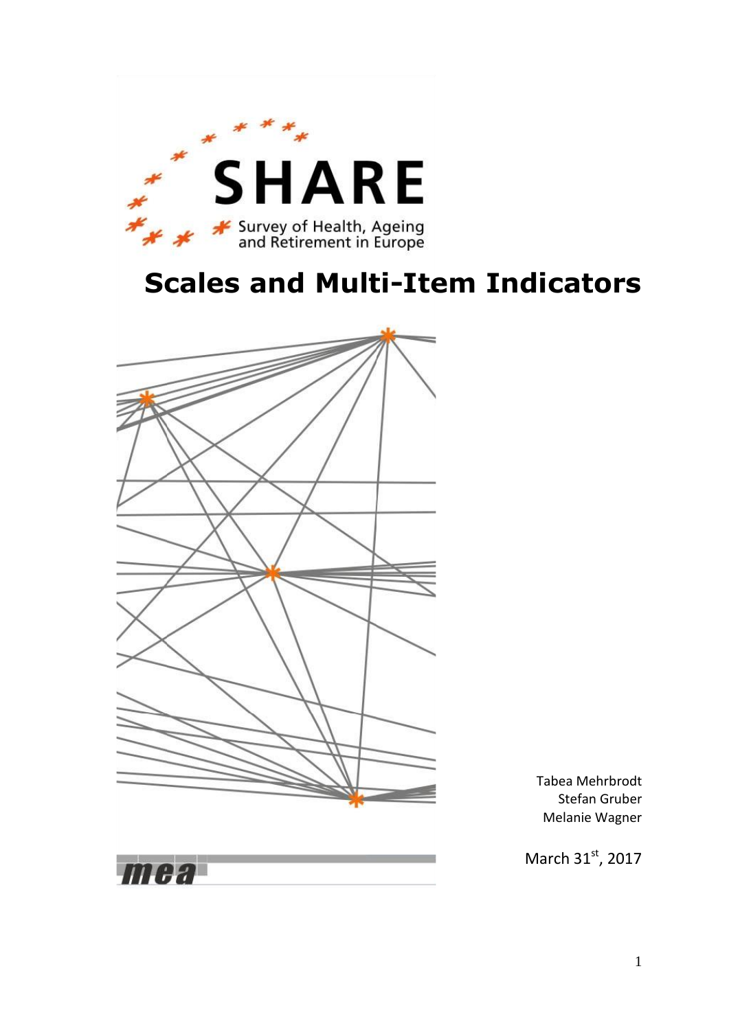SHARE

Survey of Health, Ageing and Retirement in Europe

# Scales and Multi-Item Indicators

Tabea Mehrbrodt
Stefan Gruber
Melanie Wagner

March 31st, 2017

mea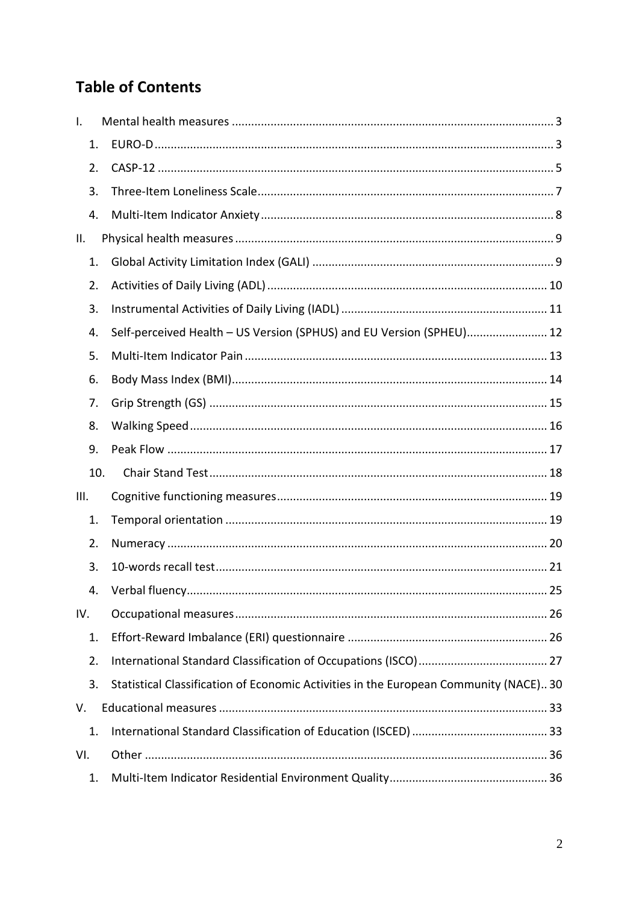# Table of Contents

- I. Mental health measures ........ 3
  - 1. EURO-D ........ 3
  - 2. CASP-12 ........ 5
  - 3. Three-Item Loneliness Scale ........ 7
  - 4. Multi-Item Indicator Anxiety ........ 8
- II. Physical health measures ........ 9
  - 1. Global Activity Limitation Index (GALI) ........ 9
  - 2. Activities of Daily Living (ADL) ........ 10
  - 3. Instrumental Activities of Daily Living (IADL) ........ 11
  - 4. Self-perceived Health – US Version (SPHUS) and EU Version (SPHEU) ........ 12
  - 5. Multi-Item Indicator Pain ........ 13
  - 6. Body Mass Index (BMI) ........ 14
  - 7. Grip Strength (GS) ........ 15
  - 8. Walking Speed ........ 16
  - 9. Peak Flow ........ 17
  - 10. Chair Stand Test ........ 18
- III. Cognitive functioning measures ........ 19
  - 1. Temporal orientation ........ 19
  - 2. Numeracy ........ 20
  - 3. 10-words recall test ........ 21
  - 4. Verbal fluency ........ 25
- IV. Occupational measures ........ 26
  - 1. Effort-Reward Imbalance (ERI) questionnaire ........ 26
  - 2. International Standard Classification of Occupations (ISCO) ........ 27
  - 3. Statistical Classification of Economic Activities in the European Community (NACE) .. 30
- V. Educational measures ........ 33
  - 1. International Standard Classification of Education (ISCED) ........ 33
- VI. Other ........ 36
  - 1. Multi-Item Indicator Residential Environment Quality ........ 36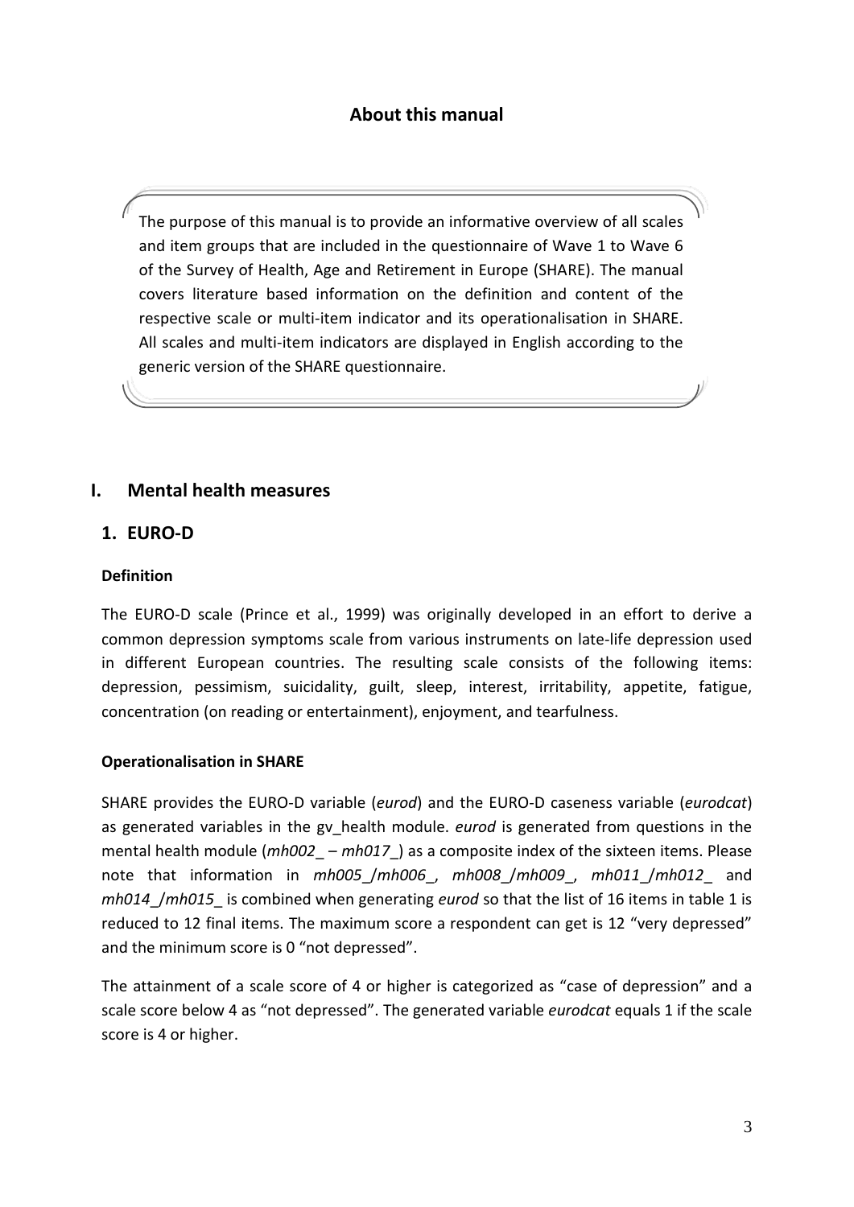## About this manual

The purpose of this manual is to provide an informative overview of all scales and item groups that are included in the questionnaire of Wave 1 to Wave 6 of the Survey of Health, Age and Retirement in Europe (SHARE). The manual covers literature based information on the definition and content of the respective scale or multi-item indicator and its operationalisation in SHARE. All scales and multi-item indicators are displayed in English according to the generic version of the SHARE questionnaire.

# I. Mental health measures

## 1. EURO-D

### Definition

The EURO-D scale (Prince et al., 1999) was originally developed in an effort to derive a common depression symptoms scale from various instruments on late-life depression used in different European countries. The resulting scale consists of the following items: depression, pessimism, suicidality, guilt, sleep, interest, irritability, appetite, fatigue, concentration (on reading or entertainment), enjoyment, and tearfulness.

### Operationalisation in SHARE

SHARE provides the EURO-D variable (*eurod*) and the EURO-D caseness variable (*eurodcat*) as generated variables in the gv_health module. *eurod* is generated from questions in the mental health module (*mh002_ – mh017_*) as a composite index of the sixteen items. Please note that information in *mh005_/mh006_*, *mh008_/mh009_*, *mh011_/mh012_* and *mh014_/mh015_* is combined when generating *eurod* so that the list of 16 items in table 1 is reduced to 12 final items. The maximum score a respondent can get is 12 "very depressed" and the minimum score is 0 "not depressed".

The attainment of a scale score of 4 or higher is categorized as "case of depression" and a scale score below 4 as "not depressed". The generated variable *eurodcat* equals 1 if the scale score is 4 or higher.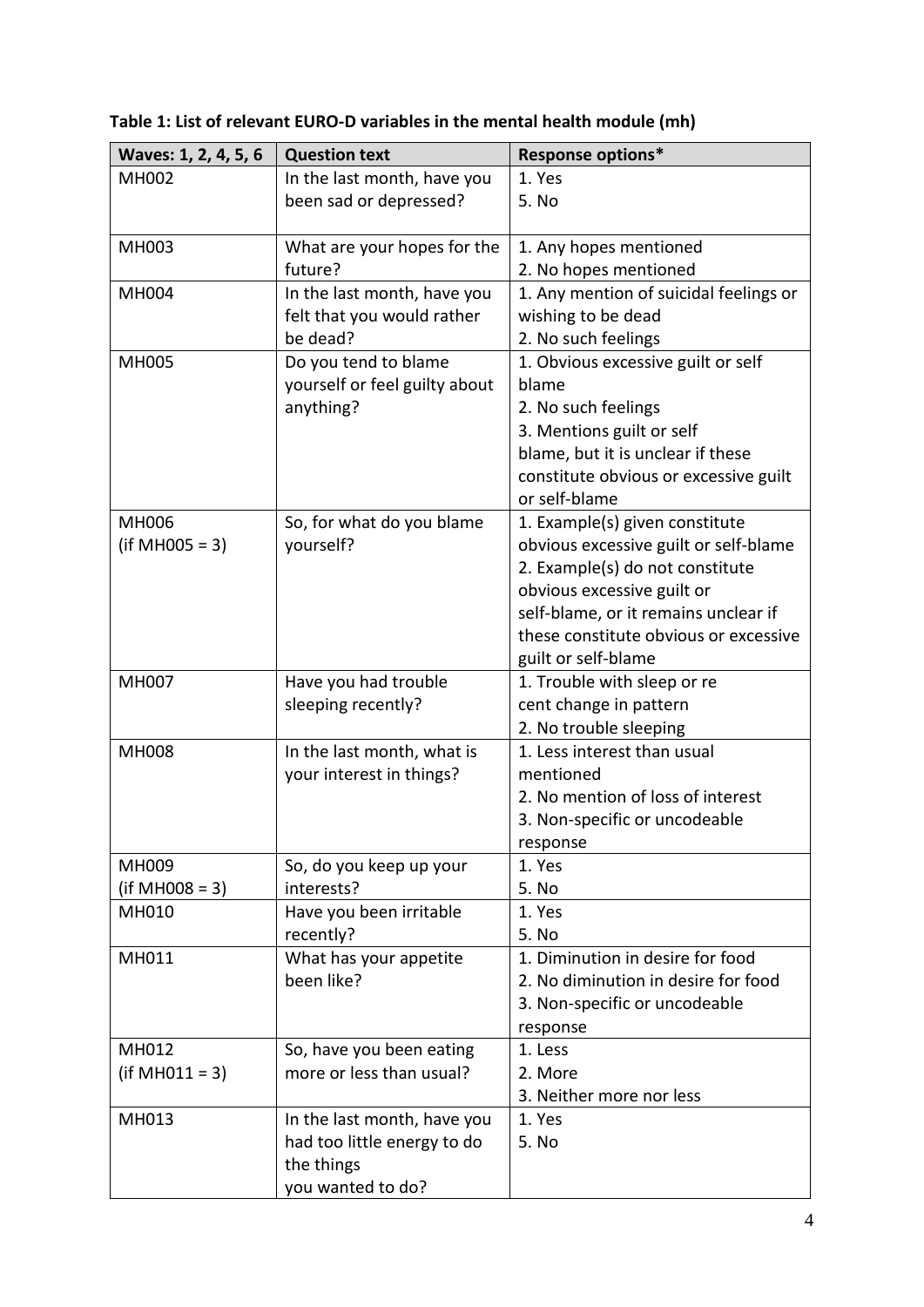**Table 1: List of relevant EURO-D variables in the mental health module (mh)**

| Waves: 1, 2, 4, 5, 6 | Question text | Response options* |
|---|---|---|
| MH002 | In the last month, have you been sad or depressed? | 1. Yes<br>5. No |
| MH003 | What are your hopes for the future? | 1. Any hopes mentioned<br>2. No hopes mentioned |
| MH004 | In the last month, have you felt that you would rather be dead? | 1. Any mention of suicidal feelings or wishing to be dead<br>2. No such feelings |
| MH005 | Do you tend to blame yourself or feel guilty about anything? | 1. Obvious excessive guilt or self blame<br>2. No such feelings<br>3. Mentions guilt or self blame, but it is unclear if these constitute obvious or excessive guilt or self-blame |
| MH006<br>(if MH005 = 3) | So, for what do you blame yourself? | 1. Example(s) given constitute obvious excessive guilt or self-blame<br>2. Example(s) do not constitute obvious excessive guilt or self-blame, or it remains unclear if these constitute obvious or excessive guilt or self-blame |
| MH007 | Have you had trouble sleeping recently? | 1. Trouble with sleep or re cent change in pattern<br>2. No trouble sleeping |
| MH008 | In the last month, what is your interest in things? | 1. Less interest than usual mentioned<br>2. No mention of loss of interest<br>3. Non-specific or uncodeable response |
| MH009<br>(if MH008 = 3) | So, do you keep up your interests? | 1. Yes<br>5. No |
| MH010 | Have you been irritable recently? | 1. Yes<br>5. No |
| MH011 | What has your appetite been like? | 1. Diminution in desire for food<br>2. No diminution in desire for food<br>3. Non-specific or uncodeable response |
| MH012<br>(if MH011 = 3) | So, have you been eating more or less than usual? | 1. Less<br>2. More<br>3. Neither more nor less |
| MH013 | In the last month, have you had too little energy to do the things you wanted to do? | 1. Yes<br>5. No |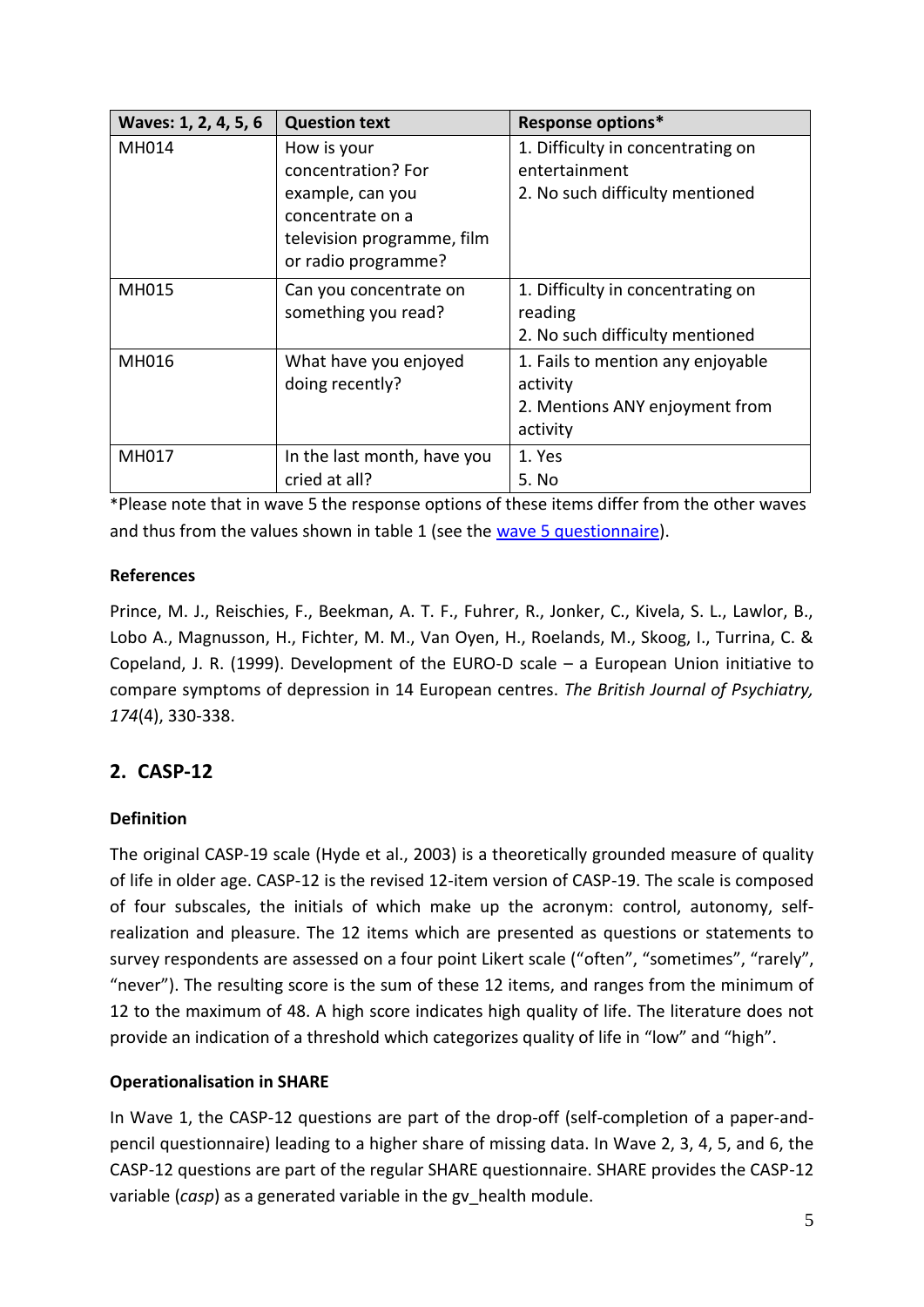| Waves: 1, 2, 4, 5, 6 | Question text | Response options* |
| --- | --- | --- |
| MH014 | How is your concentration? For example, can you concentrate on a television programme, film or radio programme? | 1. Difficulty in concentrating on entertainment<br>2. No such difficulty mentioned |
| MH015 | Can you concentrate on something you read? | 1. Difficulty in concentrating on reading<br>2. No such difficulty mentioned |
| MH016 | What have you enjoyed doing recently? | 1. Fails to mention any enjoyable activity<br>2. Mentions ANY enjoyment from activity |
| MH017 | In the last month, have you cried at all? | 1. Yes<br>5. No |

*Please note that in wave 5 the response options of these items differ from the other waves and thus from the values shown in table 1 (see the wave 5 questionnaire).

**References**

Prince, M. J., Reischies, F., Beekman, A. T. F., Fuhrer, R., Jonker, C., Kivela, S. L., Lawlor, B., Lobo A., Magnusson, H., Fichter, M. M., Van Oyen, H., Roelands, M., Skoog, I., Turrina, C. & Copeland, J. R. (1999). Development of the EURO-D scale – a European Union initiative to compare symptoms of depression in 14 European centres. *The British Journal of Psychiatry, 174*(4), 330-338.

## 2. CASP-12

**Definition**

The original CASP-19 scale (Hyde et al., 2003) is a theoretically grounded measure of quality of life in older age. CASP-12 is the revised 12-item version of CASP-19. The scale is composed of four subscales, the initials of which make up the acronym: control, autonomy, self-realization and pleasure. The 12 items which are presented as questions or statements to survey respondents are assessed on a four point Likert scale ("often", "sometimes", "rarely", "never"). The resulting score is the sum of these 12 items, and ranges from the minimum of 12 to the maximum of 48. A high score indicates high quality of life. The literature does not provide an indication of a threshold which categorizes quality of life in "low" and "high".

**Operationalisation in SHARE**

In Wave 1, the CASP-12 questions are part of the drop-off (self-completion of a paper-and-pencil questionnaire) leading to a higher share of missing data. In Wave 2, 3, 4, 5, and 6, the CASP-12 questions are part of the regular SHARE questionnaire. SHARE provides the CASP-12 variable (*casp*) as a generated variable in the gv_health module.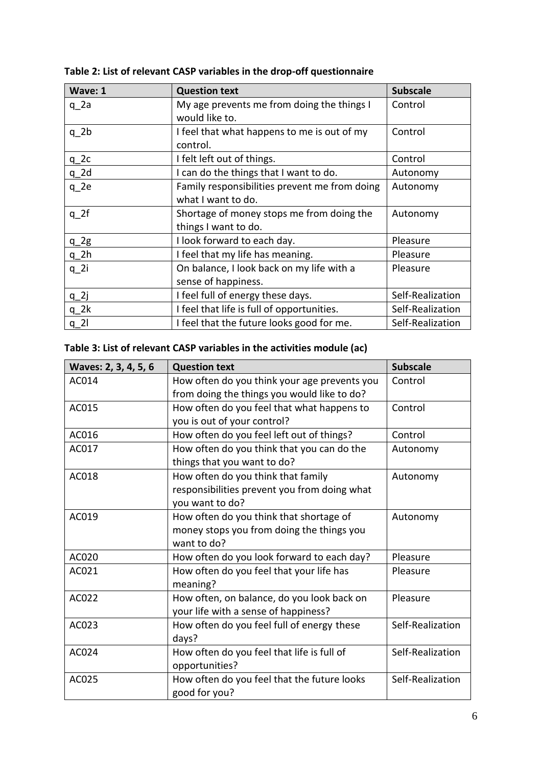**Table 2: List of relevant CASP variables in the drop-off questionnaire**

| Wave: 1 | Question text | Subscale |
| --- | --- | --- |
| q_2a | My age prevents me from doing the things I would like to. | Control |
| q_2b | I feel that what happens to me is out of my control. | Control |
| q_2c | I felt left out of things. | Control |
| q_2d | I can do the things that I want to do. | Autonomy |
| q_2e | Family responsibilities prevent me from doing what I want to do. | Autonomy |
| q_2f | Shortage of money stops me from doing the things I want to do. | Autonomy |
| q_2g | I look forward to each day. | Pleasure |
| q_2h | I feel that my life has meaning. | Pleasure |
| q_2i | On balance, I look back on my life with a sense of happiness. | Pleasure |
| q_2j | I feel full of energy these days. | Self-Realization |
| q_2k | I feel that life is full of opportunities. | Self-Realization |
| q_2l | I feel that the future looks good for me. | Self-Realization |

**Table 3: List of relevant CASP variables in the activities module (ac)**

| Waves: 2, 3, 4, 5, 6 | Question text | Subscale |
| --- | --- | --- |
| AC014 | How often do you think your age prevents you from doing the things you would like to do? | Control |
| AC015 | How often do you feel that what happens to you is out of your control? | Control |
| AC016 | How often do you feel left out of things? | Control |
| AC017 | How often do you think that you can do the things that you want to do? | Autonomy |
| AC018 | How often do you think that family responsibilities prevent you from doing what you want to do? | Autonomy |
| AC019 | How often do you think that shortage of money stops you from doing the things you want to do? | Autonomy |
| AC020 | How often do you look forward to each day? | Pleasure |
| AC021 | How often do you feel that your life has meaning? | Pleasure |
| AC022 | How often, on balance, do you look back on your life with a sense of happiness? | Pleasure |
| AC023 | How often do you feel full of energy these days? | Self-Realization |
| AC024 | How often do you feel that life is full of opportunities? | Self-Realization |
| AC025 | How often do you feel that the future looks good for you? | Self-Realization |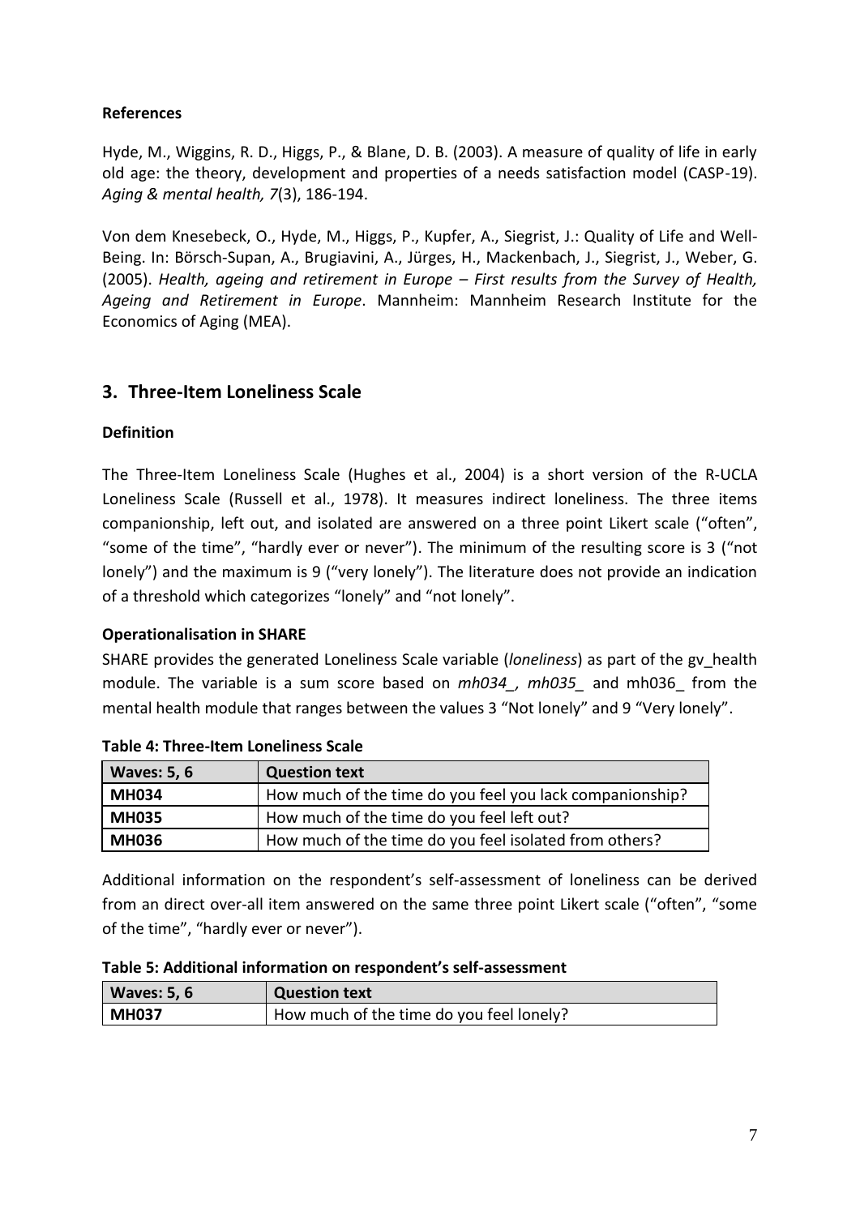**References**

Hyde, M., Wiggins, R. D., Higgs, P., & Blane, D. B. (2003). A measure of quality of life in early old age: the theory, development and properties of a needs satisfaction model (CASP-19). *Aging & mental health, 7*(3), 186-194.

Von dem Knesebeck, O., Hyde, M., Higgs, P., Kupfer, A., Siegrist, J.: Quality of Life and Well-Being. In: Börsch-Supan, A., Brugiavini, A., Jürges, H., Mackenbach, J., Siegrist, J., Weber, G. (2005). *Health, ageing and retirement in Europe – First results from the Survey of Health, Ageing and Retirement in Europe*. Mannheim: Mannheim Research Institute for the Economics of Aging (MEA).

## 3. Three-Item Loneliness Scale

**Definition**

The Three-Item Loneliness Scale (Hughes et al., 2004) is a short version of the R-UCLA Loneliness Scale (Russell et al., 1978). It measures indirect loneliness. The three items companionship, left out, and isolated are answered on a three point Likert scale ("often", "some of the time", "hardly ever or never"). The minimum of the resulting score is 3 ("not lonely") and the maximum is 9 ("very lonely"). The literature does not provide an indication of a threshold which categorizes "lonely" and "not lonely".

**Operationalisation in SHARE**

SHARE provides the generated Loneliness Scale variable (*loneliness*) as part of the gv_health module. The variable is a sum score based on *mh034_, mh035_* and mh036_ from the mental health module that ranges between the values 3 "Not lonely" and 9 "Very lonely".

**Table 4: Three-Item Loneliness Scale**

| Waves: 5, 6 | Question text |
|---|---|
| **MH034** | How much of the time do you feel you lack companionship? |
| **MH035** | How much of the time do you feel left out? |
| **MH036** | How much of the time do you feel isolated from others? |

Additional information on the respondent's self-assessment of loneliness can be derived from an direct over-all item answered on the same three point Likert scale ("often", "some of the time", "hardly ever or never").

**Table 5: Additional information on respondent's self-assessment**

| Waves: 5, 6 | Question text |
|---|---|
| **MH037** | How much of the time do you feel lonely? |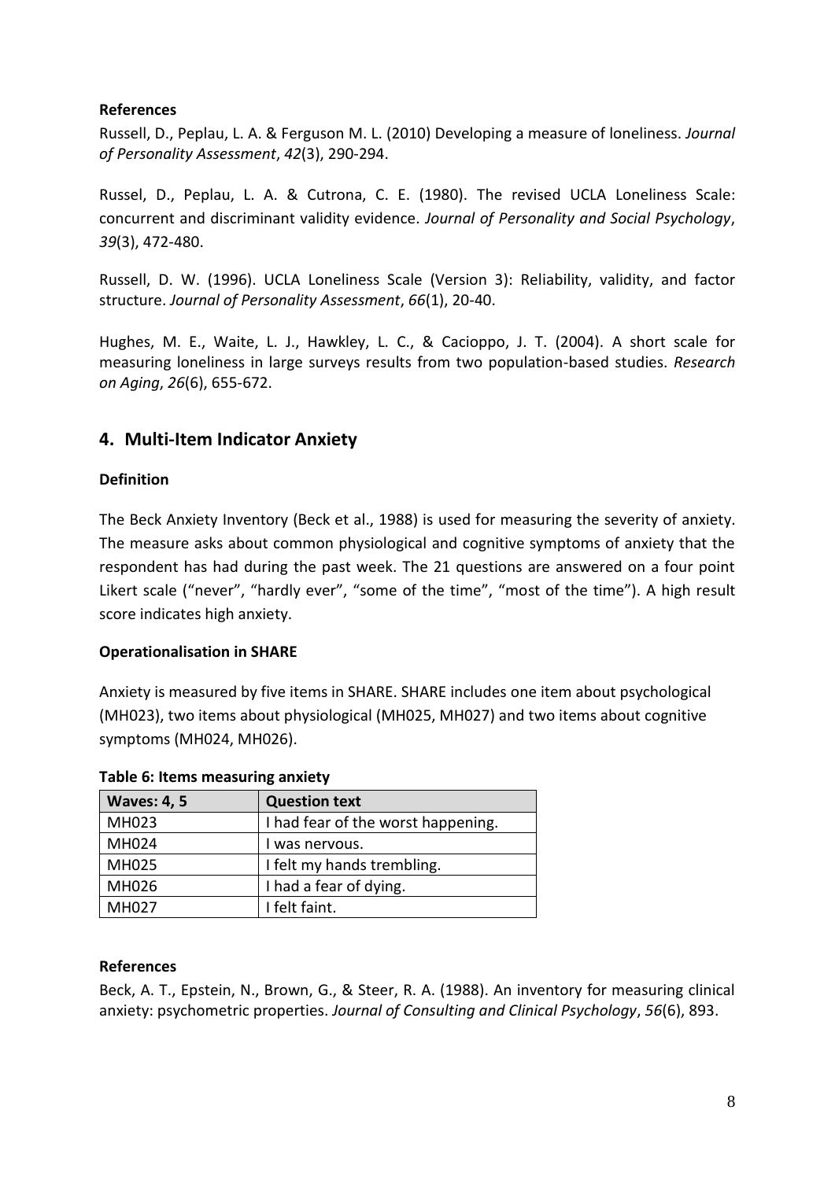**References**

Russell, D., Peplau, L. A. & Ferguson M. L. (2010) Developing a measure of loneliness. *Journal of Personality Assessment*, *42*(3), 290-294.

Russel, D., Peplau, L. A. & Cutrona, C. E. (1980). The revised UCLA Loneliness Scale: concurrent and discriminant validity evidence. *Journal of Personality and Social Psychology*, *39*(3), 472-480.

Russell, D. W. (1996). UCLA Loneliness Scale (Version 3): Reliability, validity, and factor structure. *Journal of Personality Assessment*, *66*(1), 20-40.

Hughes, M. E., Waite, L. J., Hawkley, L. C., & Cacioppo, J. T. (2004). A short scale for measuring loneliness in large surveys results from two population-based studies. *Research on Aging*, *26*(6), 655-672.

## 4. Multi-Item Indicator Anxiety

**Definition**

The Beck Anxiety Inventory (Beck et al., 1988) is used for measuring the severity of anxiety. The measure asks about common physiological and cognitive symptoms of anxiety that the respondent has had during the past week. The 21 questions are answered on a four point Likert scale ("never", "hardly ever", "some of the time", "most of the time"). A high result score indicates high anxiety.

**Operationalisation in SHARE**

Anxiety is measured by five items in SHARE. SHARE includes one item about psychological (MH023), two items about physiological (MH025, MH027) and two items about cognitive symptoms (MH024, MH026).

**Table 6: Items measuring anxiety**

| Waves: 4, 5 | Question text |
|---|---|
| MH023 | I had fear of the worst happening. |
| MH024 | I was nervous. |
| MH025 | I felt my hands trembling. |
| MH026 | I had a fear of dying. |
| MH027 | I felt faint. |

**References**

Beck, A. T., Epstein, N., Brown, G., & Steer, R. A. (1988). An inventory for measuring clinical anxiety: psychometric properties. *Journal of Consulting and Clinical Psychology*, *56*(6), 893.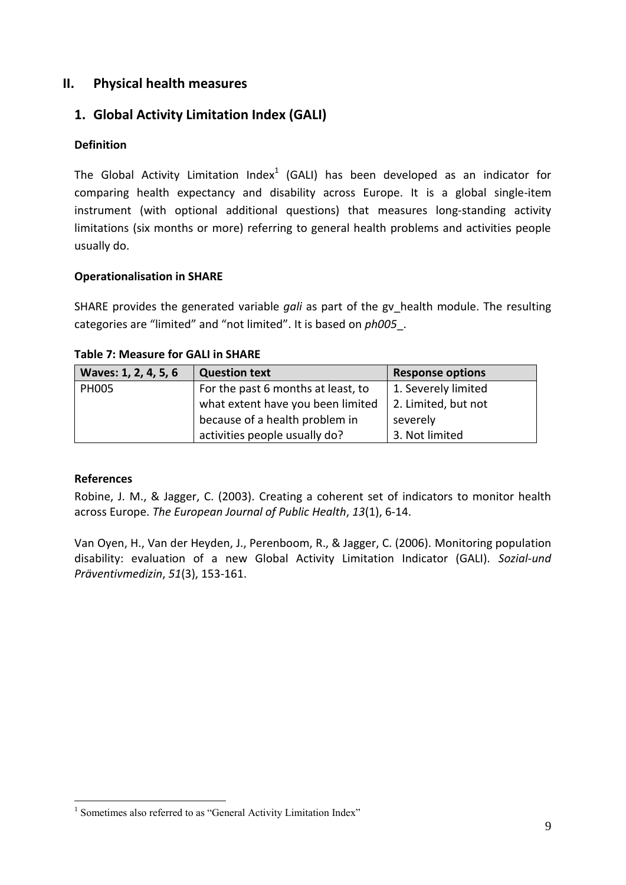## II. Physical health measures

### 1. Global Activity Limitation Index (GALI)

**Definition**

The Global Activity Limitation Index[1] (GALI) has been developed as an indicator for comparing health expectancy and disability across Europe. It is a global single-item instrument (with optional additional questions) that measures long-standing activity limitations (six months or more) referring to general health problems and activities people usually do.

**Operationalisation in SHARE**

SHARE provides the generated variable *gali* as part of the gv_health module. The resulting categories are "limited" and "not limited". It is based on *ph005_*.

**Table 7: Measure for GALI in SHARE**

| Waves: 1, 2, 4, 5, 6 | Question text | Response options |
|---|---|---|
| PH005 | For the past 6 months at least, to what extent have you been limited because of a health problem in activities people usually do? | 1. Severely limited<br>2. Limited, but not severely<br>3. Not limited |

**References**

Robine, J. M., & Jagger, C. (2003). Creating a coherent set of indicators to monitor health across Europe. *The European Journal of Public Health*, *13*(1), 6-14.

Van Oyen, H., Van der Heyden, J., Perenboom, R., & Jagger, C. (2006). Monitoring population disability: evaluation of a new Global Activity Limitation Indicator (GALI). *Sozial-und Präventivmedizin*, *51*(3), 153-161.

[1] Sometimes also referred to as "General Activity Limitation Index"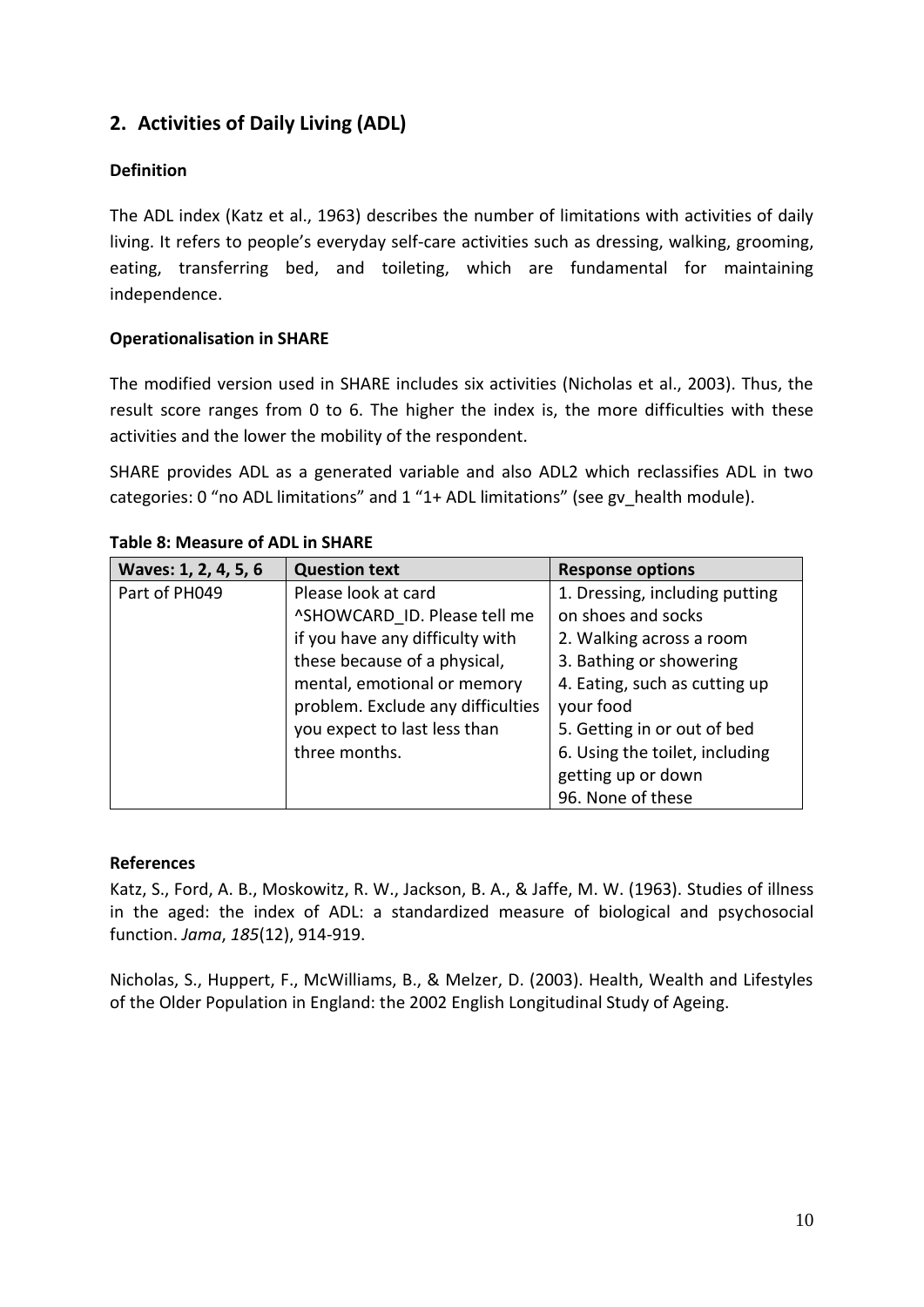## 2. Activities of Daily Living (ADL)

### Definition

The ADL index (Katz et al., 1963) describes the number of limitations with activities of daily living. It refers to people's everyday self-care activities such as dressing, walking, grooming, eating, transferring bed, and toileting, which are fundamental for maintaining independence.

### Operationalisation in SHARE

The modified version used in SHARE includes six activities (Nicholas et al., 2003). Thus, the result score ranges from 0 to 6. The higher the index is, the more difficulties with these activities and the lower the mobility of the respondent.

SHARE provides ADL as a generated variable and also ADL2 which reclassifies ADL in two categories: 0 "no ADL limitations" and 1 "1+ ADL limitations" (see gv_health module).

**Table 8: Measure of ADL in SHARE**

| Waves: 1, 2, 4, 5, 6 | Question text | Response options |
|---|---|---|
| Part of PH049 | Please look at card ^SHOWCARD_ID. Please tell me if you have any difficulty with these because of a physical, mental, emotional or memory problem. Exclude any difficulties you expect to last less than three months. | 1. Dressing, including putting on shoes and socks<br>2. Walking across a room<br>3. Bathing or showering<br>4. Eating, such as cutting up your food<br>5. Getting in or out of bed<br>6. Using the toilet, including getting up or down<br>96. None of these |

### References

Katz, S., Ford, A. B., Moskowitz, R. W., Jackson, B. A., & Jaffe, M. W. (1963). Studies of illness in the aged: the index of ADL: a standardized measure of biological and psychosocial function. *Jama*, *185*(12), 914-919.

Nicholas, S., Huppert, F., McWilliams, B., & Melzer, D. (2003). Health, Wealth and Lifestyles of the Older Population in England: the 2002 English Longitudinal Study of Ageing.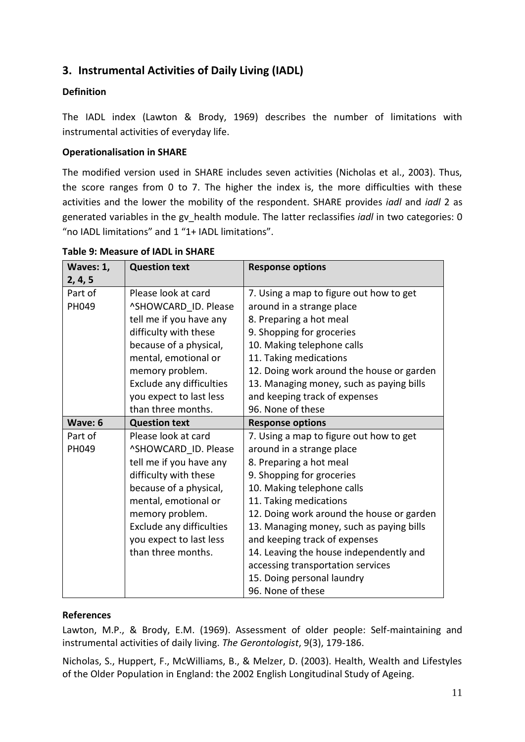## 3. Instrumental Activities of Daily Living (IADL)

**Definition**

The IADL index (Lawton & Brody, 1969) describes the number of limitations with instrumental activities of everyday life.

**Operationalisation in SHARE**

The modified version used in SHARE includes seven activities (Nicholas et al., 2003). Thus, the score ranges from 0 to 7. The higher the index is, the more difficulties with these activities and the lower the mobility of the respondent. SHARE provides *iadl* and *iadl* 2 as generated variables in the gv_health module. The latter reclassifies *iadl* in two categories: 0 "no IADL limitations" and 1 "1+ IADL limitations".

**Table 9: Measure of IADL in SHARE**

| Waves: 1, 2, 4, 5 | Question text | Response options |
|---|---|---|
| Part of PH049 | Please look at card ^SHOWCARD_ID. Please tell me if you have any difficulty with these because of a physical, mental, emotional or memory problem. Exclude any difficulties you expect to last less than three months. | 7. Using a map to figure out how to get around in a strange place<br>8. Preparing a hot meal<br>9. Shopping for groceries<br>10. Making telephone calls<br>11. Taking medications<br>12. Doing work around the house or garden<br>13. Managing money, such as paying bills and keeping track of expenses<br>96. None of these |
| **Wave: 6** | **Question text** | **Response options** |
| Part of PH049 | Please look at card ^SHOWCARD_ID. Please tell me if you have any difficulty with these because of a physical, mental, emotional or memory problem. Exclude any difficulties you expect to last less than three months. | 7. Using a map to figure out how to get around in a strange place<br>8. Preparing a hot meal<br>9. Shopping for groceries<br>10. Making telephone calls<br>11. Taking medications<br>12. Doing work around the house or garden<br>13. Managing money, such as paying bills and keeping track of expenses<br>14. Leaving the house independently and accessing transportation services<br>15. Doing personal laundry<br>96. None of these |

**References**

Lawton, M.P., & Brody, E.M. (1969). Assessment of older people: Self-maintaining and instrumental activities of daily living. *The Gerontologist*, 9(3), 179-186.

Nicholas, S., Huppert, F., McWilliams, B., & Melzer, D. (2003). Health, Wealth and Lifestyles of the Older Population in England: the 2002 English Longitudinal Study of Ageing.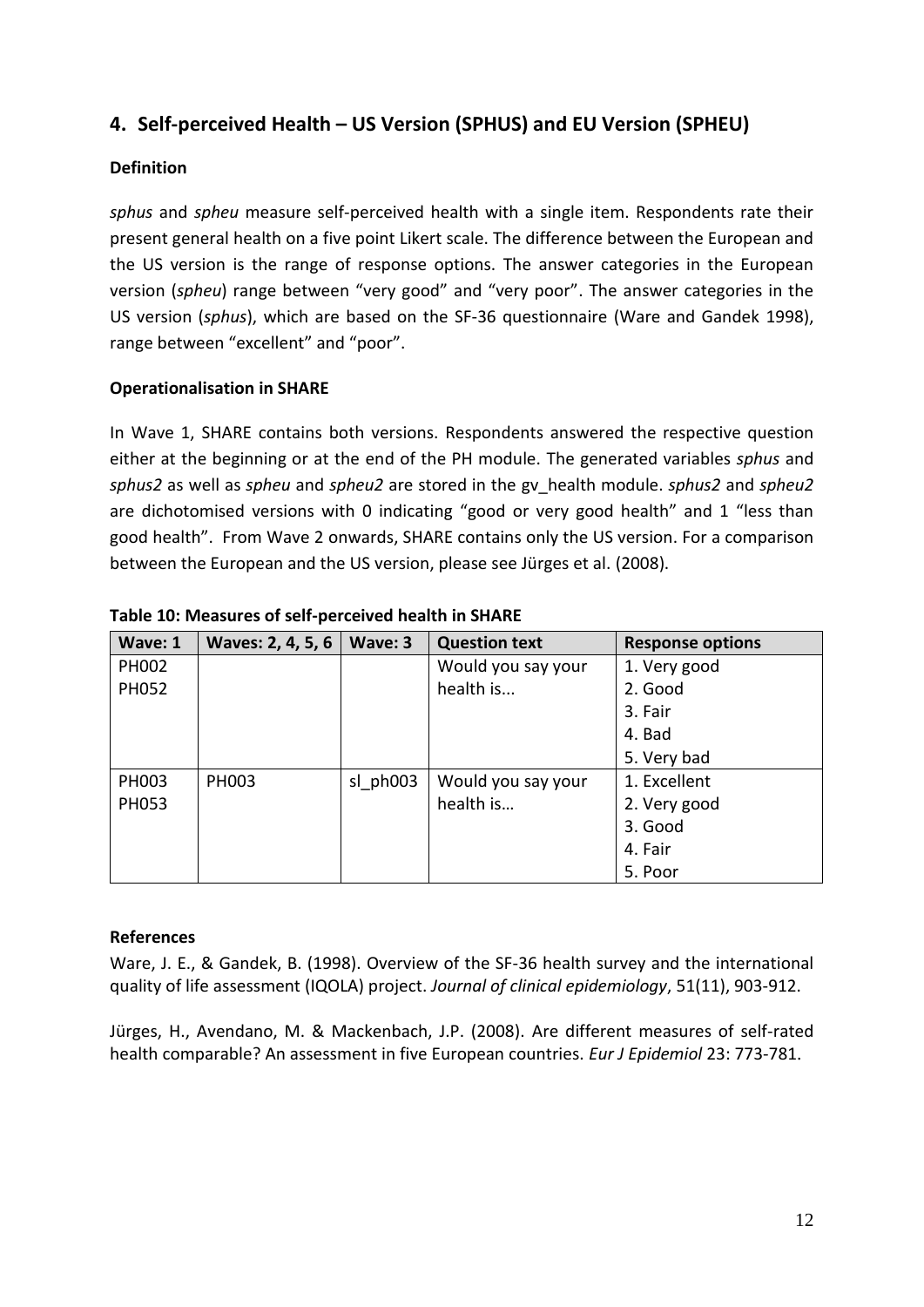## 4. Self-perceived Health – US Version (SPHUS) and EU Version (SPHEU)

### Definition

*sphus* and *spheu* measure self-perceived health with a single item. Respondents rate their present general health on a five point Likert scale. The difference between the European and the US version is the range of response options. The answer categories in the European version (*spheu*) range between "very good" and "very poor". The answer categories in the US version (*sphus*), which are based on the SF-36 questionnaire (Ware and Gandek 1998), range between "excellent" and "poor".

### Operationalisation in SHARE

In Wave 1, SHARE contains both versions. Respondents answered the respective question either at the beginning or at the end of the PH module. The generated variables *sphus* and *sphus2* as well as *spheu* and *spheu2* are stored in the gv_health module. *sphus2* and *spheu2* are dichotomised versions with 0 indicating "good or very good health" and 1 "less than good health". From Wave 2 onwards, SHARE contains only the US version. For a comparison between the European and the US version, please see Jürges et al. (2008).

**Table 10: Measures of self-perceived health in SHARE**

| Wave: 1 | Waves: 2, 4, 5, 6 | Wave: 3 | Question text | Response options |
|---|---|---|---|---|
| PH002<br>PH052 | | | Would you say your health is... | 1. Very good<br>2. Good<br>3. Fair<br>4. Bad<br>5. Very bad |
| PH003<br>PH053 | PH003 | sl_ph003 | Would you say your health is… | 1. Excellent<br>2. Very good<br>3. Good<br>4. Fair<br>5. Poor |

### References

Ware, J. E., & Gandek, B. (1998). Overview of the SF-36 health survey and the international quality of life assessment (IQOLA) project. *Journal of clinical epidemiology*, 51(11), 903-912.

Jürges, H., Avendano, M. & Mackenbach, J.P. (2008). Are different measures of self-rated health comparable? An assessment in five European countries. *Eur J Epidemiol* 23: 773-781.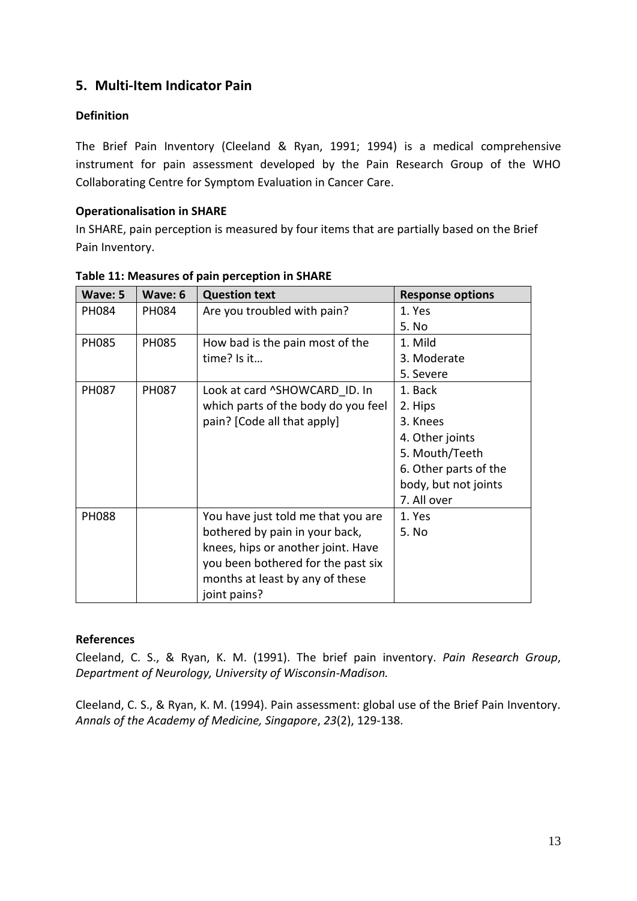## 5. Multi-Item Indicator Pain

### Definition

The Brief Pain Inventory (Cleeland & Ryan, 1991; 1994) is a medical comprehensive instrument for pain assessment developed by the Pain Research Group of the WHO Collaborating Centre for Symptom Evaluation in Cancer Care.

### Operationalisation in SHARE

In SHARE, pain perception is measured by four items that are partially based on the Brief Pain Inventory.

**Table 11: Measures of pain perception in SHARE**

| Wave: 5 | Wave: 6 | Question text | Response options |
|---|---|---|---|
| PH084 | PH084 | Are you troubled with pain? | 1. Yes<br>5. No |
| PH085 | PH085 | How bad is the pain most of the time? Is it… | 1. Mild<br>3. Moderate<br>5. Severe |
| PH087 | PH087 | Look at card ^SHOWCARD_ID. In which parts of the body do you feel pain? [Code all that apply] | 1. Back<br>2. Hips<br>3. Knees<br>4. Other joints<br>5. Mouth/Teeth<br>6. Other parts of the body, but not joints<br>7. All over |
| PH088 | | You have just told me that you are bothered by pain in your back, knees, hips or another joint. Have you been bothered for the past six months at least by any of these joint pains? | 1. Yes<br>5. No |

### References

Cleeland, C. S., & Ryan, K. M. (1991). The brief pain inventory. *Pain Research Group*, *Department of Neurology, University of Wisconsin-Madison.*

Cleeland, C. S., & Ryan, K. M. (1994). Pain assessment: global use of the Brief Pain Inventory. *Annals of the Academy of Medicine, Singapore*, *23*(2), 129-138.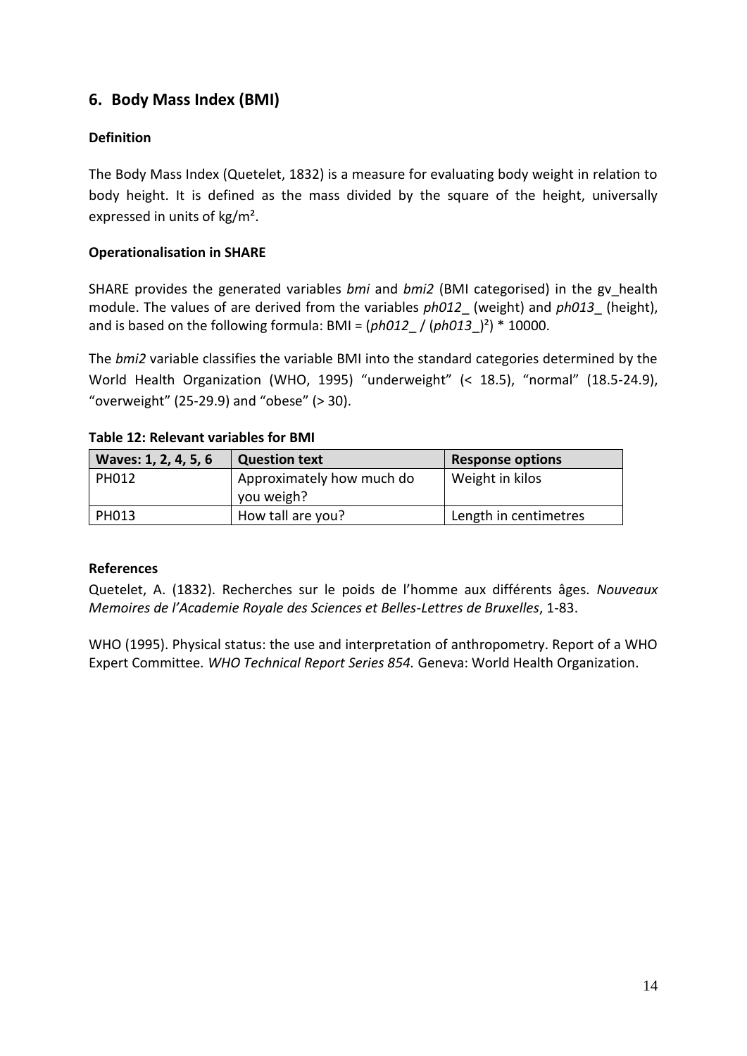## 6. Body Mass Index (BMI)

### Definition

The Body Mass Index (Quetelet, 1832) is a measure for evaluating body weight in relation to body height. It is defined as the mass divided by the square of the height, universally expressed in units of kg/m².

### Operationalisation in SHARE

SHARE provides the generated variables *bmi* and *bmi2* (BMI categorised) in the gv_health module. The values of are derived from the variables *ph012_* (weight) and *ph013_* (height), and is based on the following formula: BMI = (*ph012_* / (*ph013_*)²) * 10000.

The *bmi2* variable classifies the variable BMI into the standard categories determined by the World Health Organization (WHO, 1995) "underweight" (< 18.5), "normal" (18.5-24.9), "overweight" (25-29.9) and "obese" (> 30).

**Table 12: Relevant variables for BMI**

| Waves: 1, 2, 4, 5, 6 | Question text | Response options |
|---|---|---|
| PH012 | Approximately how much do you weigh? | Weight in kilos |
| PH013 | How tall are you? | Length in centimetres |

### References

Quetelet, A. (1832). Recherches sur le poids de l'homme aux différents âges. *Nouveaux Memoires de l'Academie Royale des Sciences et Belles-Lettres de Bruxelles*, 1-83.

WHO (1995). Physical status: the use and interpretation of anthropometry. Report of a WHO Expert Committee. *WHO Technical Report Series 854.* Geneva: World Health Organization.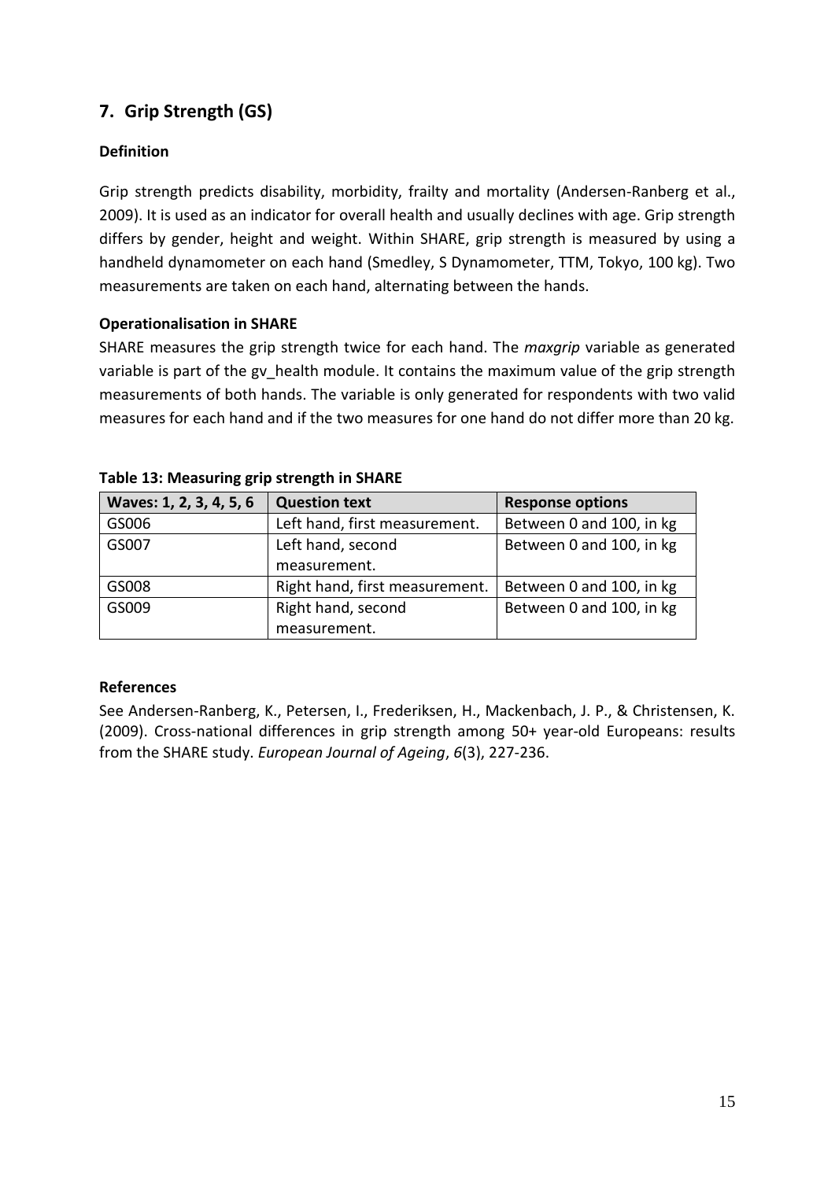## 7. Grip Strength (GS)

### Definition

Grip strength predicts disability, morbidity, frailty and mortality (Andersen-Ranberg et al., 2009). It is used as an indicator for overall health and usually declines with age. Grip strength differs by gender, height and weight. Within SHARE, grip strength is measured by using a handheld dynamometer on each hand (Smedley, S Dynamometer, TTM, Tokyo, 100 kg). Two measurements are taken on each hand, alternating between the hands.

### Operationalisation in SHARE

SHARE measures the grip strength twice for each hand. The *maxgrip* variable as generated variable is part of the gv_health module. It contains the maximum value of the grip strength measurements of both hands. The variable is only generated for respondents with two valid measures for each hand and if the two measures for one hand do not differ more than 20 kg.

**Table 13: Measuring grip strength in SHARE**

| Waves: 1, 2, 3, 4, 5, 6 | Question text | Response options |
|---|---|---|
| GS006 | Left hand, first measurement. | Between 0 and 100, in kg |
| GS007 | Left hand, second measurement. | Between 0 and 100, in kg |
| GS008 | Right hand, first measurement. | Between 0 and 100, in kg |
| GS009 | Right hand, second measurement. | Between 0 and 100, in kg |

### References

See Andersen-Ranberg, K., Petersen, I., Frederiksen, H., Mackenbach, J. P., & Christensen, K. (2009). Cross-national differences in grip strength among 50+ year-old Europeans: results from the SHARE study. *European Journal of Ageing*, *6*(3), 227-236.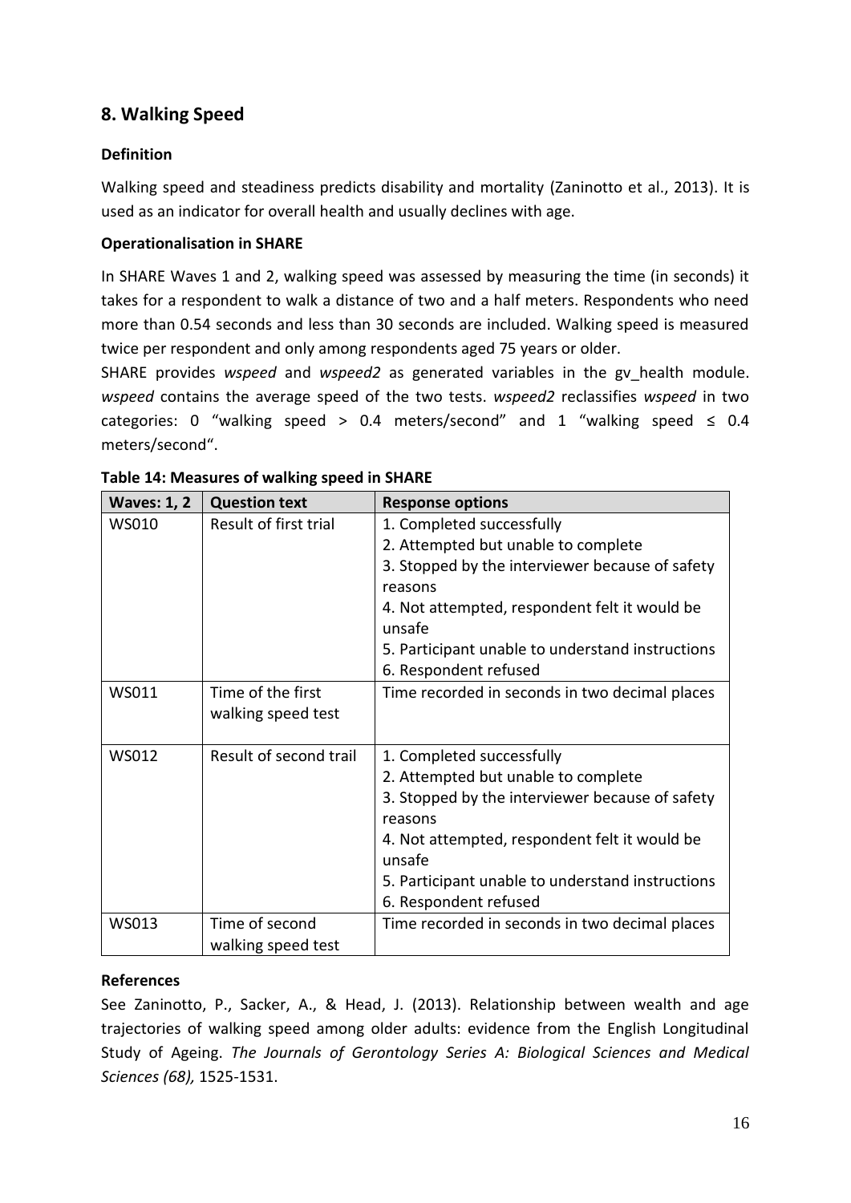## 8. Walking Speed

### Definition

Walking speed and steadiness predicts disability and mortality (Zaninotto et al., 2013). It is used as an indicator for overall health and usually declines with age.

### Operationalisation in SHARE

In SHARE Waves 1 and 2, walking speed was assessed by measuring the time (in seconds) it takes for a respondent to walk a distance of two and a half meters. Respondents who need more than 0.54 seconds and less than 30 seconds are included. Walking speed is measured twice per respondent and only among respondents aged 75 years or older.

SHARE provides *wspeed* and *wspeed2* as generated variables in the gv_health module. *wspeed* contains the average speed of the two tests. *wspeed2* reclassifies *wspeed* in two categories: 0 "walking speed > 0.4 meters/second" and 1 "walking speed ≤ 0.4 meters/second".

**Table 14: Measures of walking speed in SHARE**

| Waves: 1, 2 | Question text | Response options |
|---|---|---|
| WS010 | Result of first trial | 1. Completed successfully<br>2. Attempted but unable to complete<br>3. Stopped by the interviewer because of safety reasons<br>4. Not attempted, respondent felt it would be unsafe<br>5. Participant unable to understand instructions<br>6. Respondent refused |
| WS011 | Time of the first walking speed test | Time recorded in seconds in two decimal places |
| WS012 | Result of second trail | 1. Completed successfully<br>2. Attempted but unable to complete<br>3. Stopped by the interviewer because of safety reasons<br>4. Not attempted, respondent felt it would be unsafe<br>5. Participant unable to understand instructions<br>6. Respondent refused |
| WS013 | Time of second walking speed test | Time recorded in seconds in two decimal places |

### References

See Zaninotto, P., Sacker, A., & Head, J. (2013). Relationship between wealth and age trajectories of walking speed among older adults: evidence from the English Longitudinal Study of Ageing. *The Journals of Gerontology Series A: Biological Sciences and Medical Sciences (68),* 1525-1531.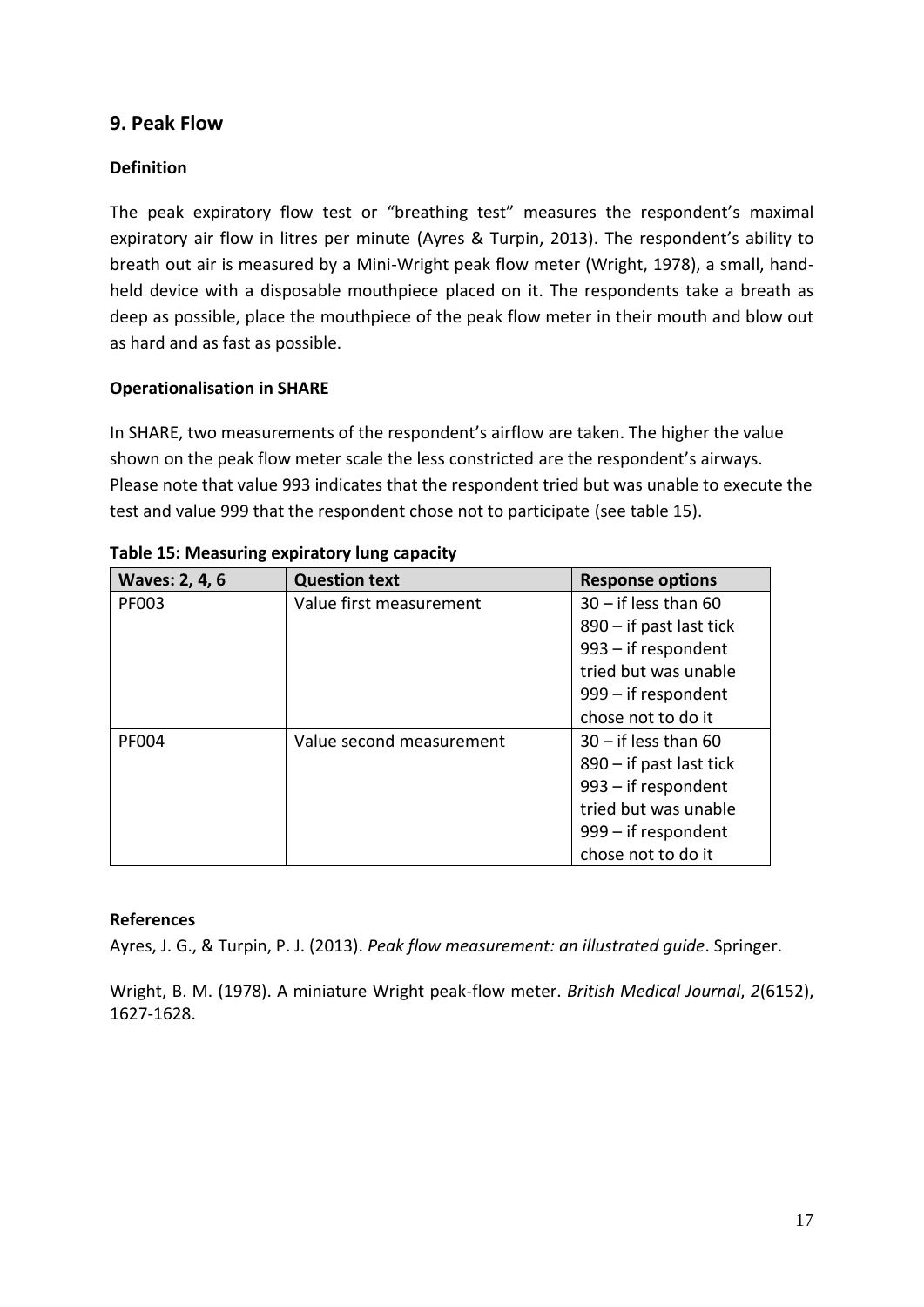## 9. Peak Flow

### Definition

The peak expiratory flow test or "breathing test" measures the respondent's maximal expiratory air flow in litres per minute (Ayres & Turpin, 2013). The respondent's ability to breath out air is measured by a Mini-Wright peak flow meter (Wright, 1978), a small, hand-held device with a disposable mouthpiece placed on it. The respondents take a breath as deep as possible, place the mouthpiece of the peak flow meter in their mouth and blow out as hard and as fast as possible.

### Operationalisation in SHARE

In SHARE, two measurements of the respondent's airflow are taken. The higher the value shown on the peak flow meter scale the less constricted are the respondent's airways. Please note that value 993 indicates that the respondent tried but was unable to execute the test and value 999 that the respondent chose not to participate (see table 15).

**Table 15: Measuring expiratory lung capacity**

| Waves: 2, 4, 6 | Question text | Response options |
|---|---|---|
| PF003 | Value first measurement | 30 – if less than 60<br>890 – if past last tick<br>993 – if respondent tried but was unable<br>999 – if respondent chose not to do it |
| PF004 | Value second measurement | 30 – if less than 60<br>890 – if past last tick<br>993 – if respondent tried but was unable<br>999 – if respondent chose not to do it |

### References

Ayres, J. G., & Turpin, P. J. (2013). *Peak flow measurement: an illustrated guide*. Springer.

Wright, B. M. (1978). A miniature Wright peak-flow meter. *British Medical Journal*, *2*(6152), 1627-1628.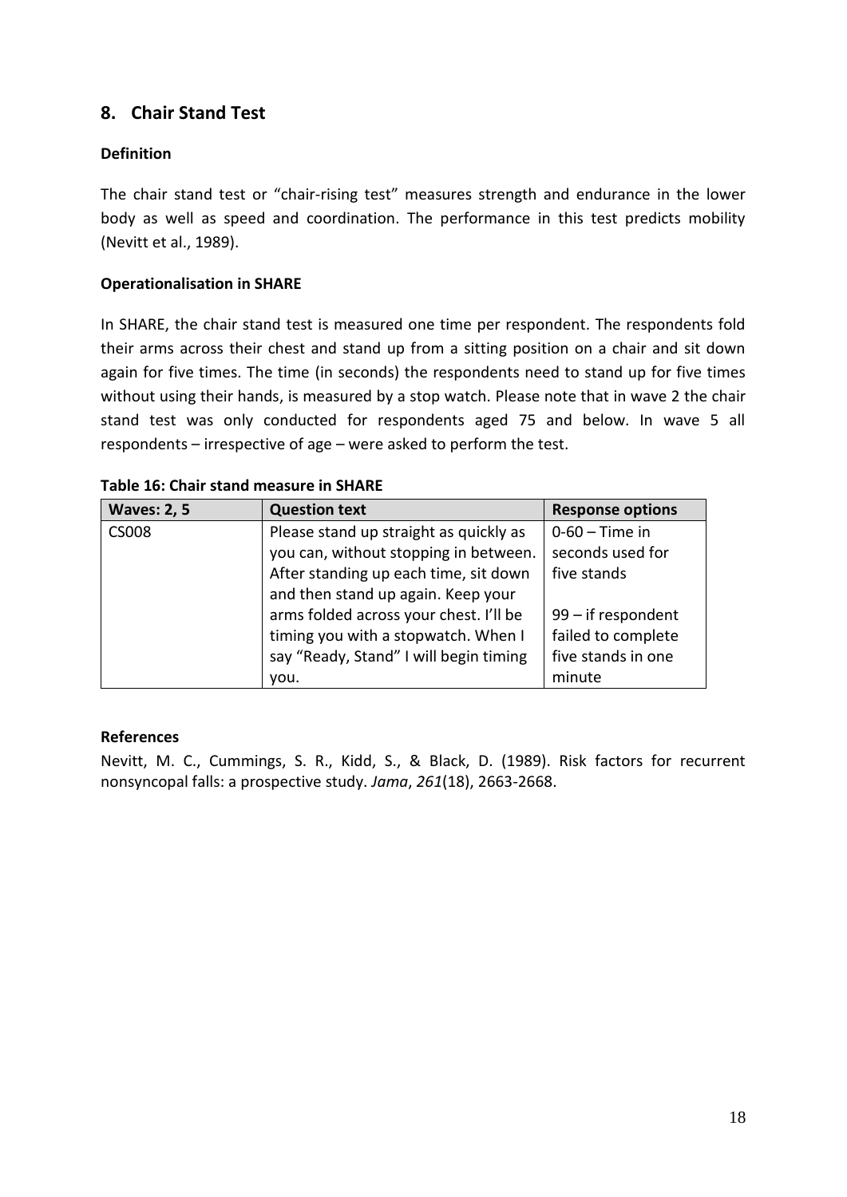## 8. Chair Stand Test

### Definition

The chair stand test or "chair-rising test" measures strength and endurance in the lower body as well as speed and coordination. The performance in this test predicts mobility (Nevitt et al., 1989).

### Operationalisation in SHARE

In SHARE, the chair stand test is measured one time per respondent. The respondents fold their arms across their chest and stand up from a sitting position on a chair and sit down again for five times. The time (in seconds) the respondents need to stand up for five times without using their hands, is measured by a stop watch. Please note that in wave 2 the chair stand test was only conducted for respondents aged 75 and below. In wave 5 all respondents – irrespective of age – were asked to perform the test.

**Table 16: Chair stand measure in SHARE**

| Waves: 2, 5 | Question text | Response options |
|---|---|---|
| CS008 | Please stand up straight as quickly as you can, without stopping in between. After standing up each time, sit down and then stand up again. Keep your arms folded across your chest. I'll be timing you with a stopwatch. When I say "Ready, Stand" I will begin timing you. | 0-60 – Time in seconds used for five stands<br><br>99 – if respondent failed to complete five stands in one minute |

### References

Nevitt, M. C., Cummings, S. R., Kidd, S., & Black, D. (1989). Risk factors for recurrent nonsyncopal falls: a prospective study. *Jama*, *261*(18), 2663-2668.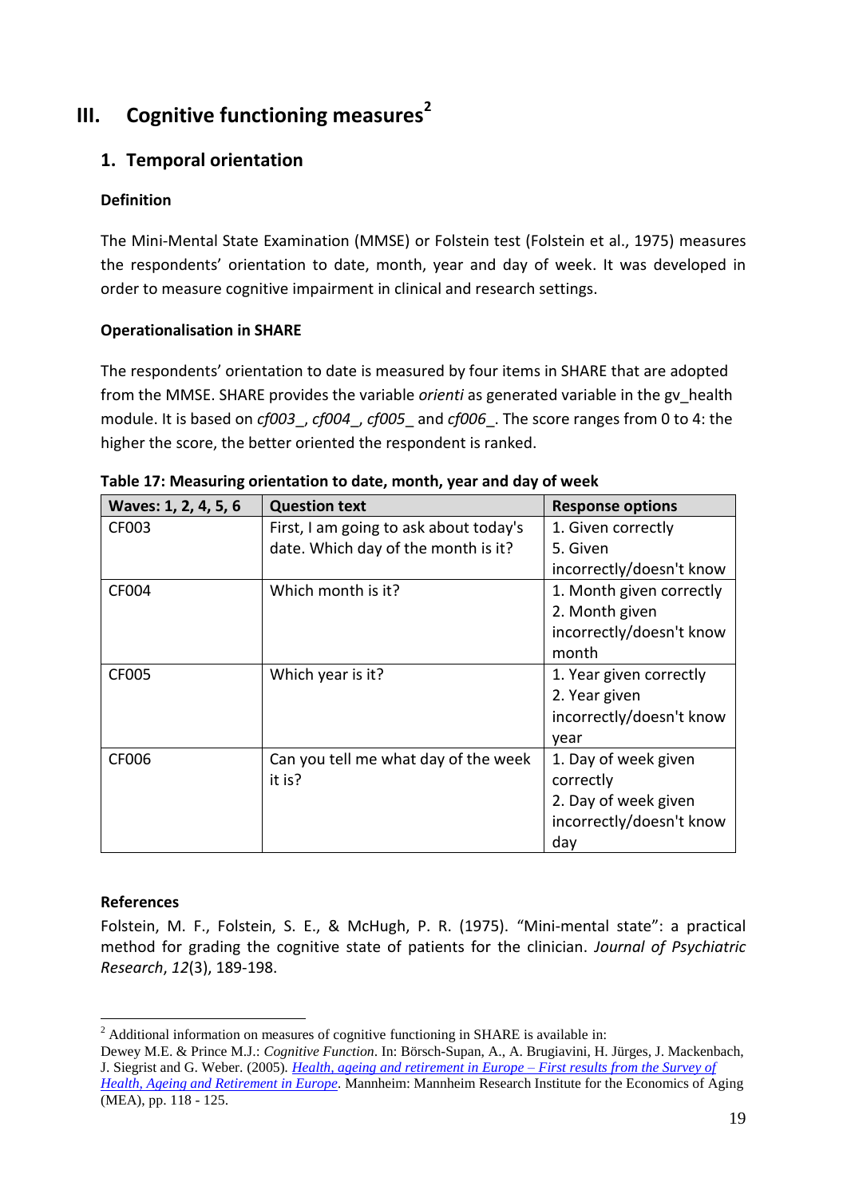# III. Cognitive functioning measures[2]

## 1. Temporal orientation

**Definition**

The Mini-Mental State Examination (MMSE) or Folstein test (Folstein et al., 1975) measures the respondents' orientation to date, month, year and day of week. It was developed in order to measure cognitive impairment in clinical and research settings.

**Operationalisation in SHARE**

The respondents' orientation to date is measured by four items in SHARE that are adopted from the MMSE. SHARE provides the variable *orienti* as generated variable in the gv_health module. It is based on *cf003_*, *cf004_*, *cf005_* and *cf006_*. The score ranges from 0 to 4: the higher the score, the better oriented the respondent is ranked.

**Table 17: Measuring orientation to date, month, year and day of week**

| Waves: 1, 2, 4, 5, 6 | Question text | Response options |
|---|---|---|
| CF003 | First, I am going to ask about today's date. Which day of the month is it? | 1. Given correctly<br>5. Given incorrectly/doesn't know |
| CF004 | Which month is it? | 1. Month given correctly<br>2. Month given incorrectly/doesn't know month |
| CF005 | Which year is it? | 1. Year given correctly<br>2. Year given incorrectly/doesn't know year |
| CF006 | Can you tell me what day of the week it is? | 1. Day of week given correctly<br>2. Day of week given incorrectly/doesn't know day |

**References**

Folstein, M. F., Folstein, S. E., & McHugh, P. R. (1975). "Mini-mental state": a practical method for grading the cognitive state of patients for the clinician. *Journal of Psychiatric Research*, *12*(3), 189-198.

---

[2] Additional information on measures of cognitive functioning in SHARE is available in:
Dewey M.E. & Prince M.J.: *Cognitive Function*. In: Börsch-Supan, A., A. Brugiavini, H. Jürges, J. Mackenbach, J. Siegrist and G. Weber. (2005). *Health, ageing and retirement in Europe – First results from the Survey of Health, Ageing and Retirement in Europe*. Mannheim: Mannheim Research Institute for the Economics of Aging (MEA), pp. 118 - 125.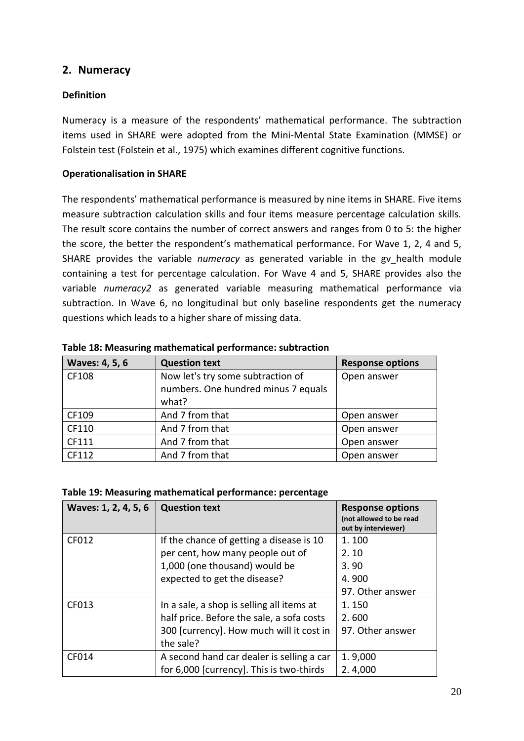## 2. Numeracy

### Definition

Numeracy is a measure of the respondents' mathematical performance. The subtraction items used in SHARE were adopted from the Mini-Mental State Examination (MMSE) or Folstein test (Folstein et al., 1975) which examines different cognitive functions.

### Operationalisation in SHARE

The respondents' mathematical performance is measured by nine items in SHARE. Five items measure subtraction calculation skills and four items measure percentage calculation skills. The result score contains the number of correct answers and ranges from 0 to 5: the higher the score, the better the respondent's mathematical performance. For Wave 1, 2, 4 and 5, SHARE provides the variable *numeracy* as generated variable in the gv_health module containing a test for percentage calculation. For Wave 4 and 5, SHARE provides also the variable *numeracy2* as generated variable measuring mathematical performance via subtraction. In Wave 6, no longitudinal but only baseline respondents get the numeracy questions which leads to a higher share of missing data.

**Table 18: Measuring mathematical performance: subtraction**

| Waves: 4, 5, 6 | Question text | Response options |
|---|---|---|
| CF108 | Now let's try some subtraction of numbers. One hundred minus 7 equals what? | Open answer |
| CF109 | And 7 from that | Open answer |
| CF110 | And 7 from that | Open answer |
| CF111 | And 7 from that | Open answer |
| CF112 | And 7 from that | Open answer |

**Table 19: Measuring mathematical performance: percentage**

| Waves: 1, 2, 4, 5, 6 | Question text | Response options (not allowed to be read out by interviewer) |
|---|---|---|
| CF012 | If the chance of getting a disease is 10 per cent, how many people out of 1,000 (one thousand) would be expected to get the disease? | 1. 100<br>2. 10<br>3. 90<br>4. 900<br>97. Other answer |
| CF013 | In a sale, a shop is selling all items at half price. Before the sale, a sofa costs 300 [currency]. How much will it cost in the sale? | 1. 150<br>2. 600<br>97. Other answer |
| CF014 | A second hand car dealer is selling a car for 6,000 [currency]. This is two-thirds | 1. 9,000<br>2. 4,000 |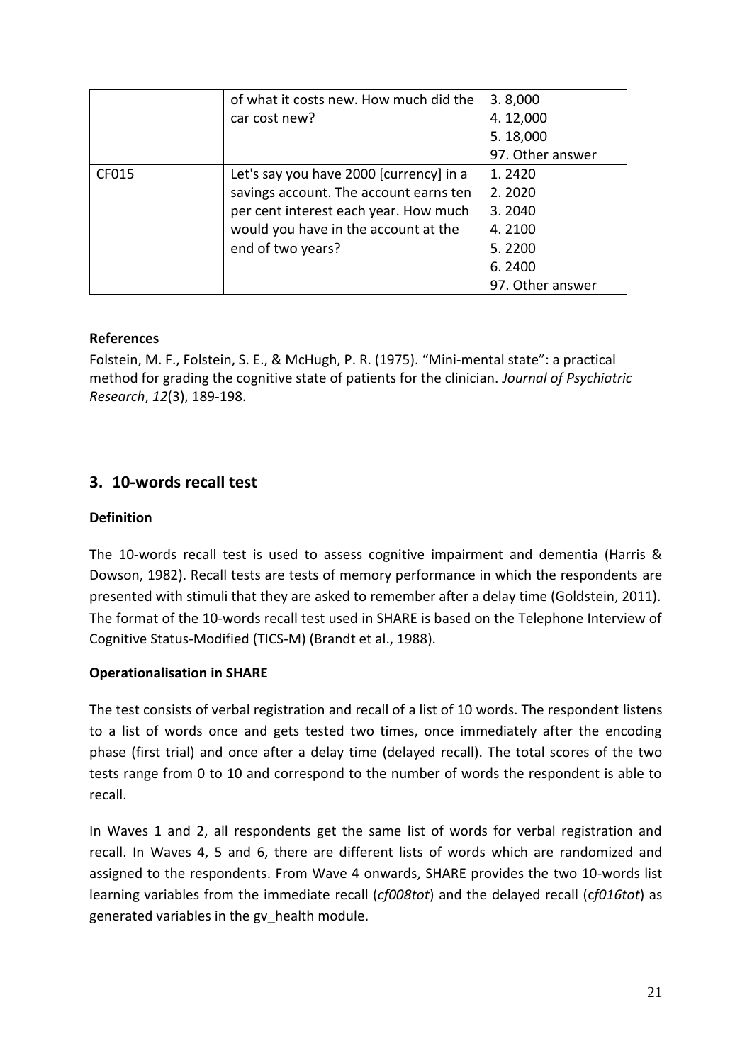| | | |
|---|---|---|
| | of what it costs new. How much did the car cost new? | 3. 8,000<br>4. 12,000<br>5. 18,000<br>97. Other answer |
| CF015 | Let's say you have 2000 [currency] in a savings account. The account earns ten per cent interest each year. How much would you have in the account at the end of two years? | 1. 2420<br>2. 2020<br>3. 2040<br>4. 2100<br>5. 2200<br>6. 2400<br>97. Other answer |

**References**

Folstein, M. F., Folstein, S. E., & McHugh, P. R. (1975). "Mini-mental state": a practical method for grading the cognitive state of patients for the clinician. *Journal of Psychiatric Research*, *12*(3), 189-198.

## 3. 10-words recall test

**Definition**

The 10-words recall test is used to assess cognitive impairment and dementia (Harris & Dowson, 1982). Recall tests are tests of memory performance in which the respondents are presented with stimuli that they are asked to remember after a delay time (Goldstein, 2011). The format of the 10-words recall test used in SHARE is based on the Telephone Interview of Cognitive Status-Modified (TICS-M) (Brandt et al., 1988).

**Operationalisation in SHARE**

The test consists of verbal registration and recall of a list of 10 words. The respondent listens to a list of words once and gets tested two times, once immediately after the encoding phase (first trial) and once after a delay time (delayed recall). The total scores of the two tests range from 0 to 10 and correspond to the number of words the respondent is able to recall.

In Waves 1 and 2, all respondents get the same list of words for verbal registration and recall. In Waves 4, 5 and 6, there are different lists of words which are randomized and assigned to the respondents. From Wave 4 onwards, SHARE provides the two 10-words list learning variables from the immediate recall (*cf008tot*) and the delayed recall (c*f016tot*) as generated variables in the gv_health module.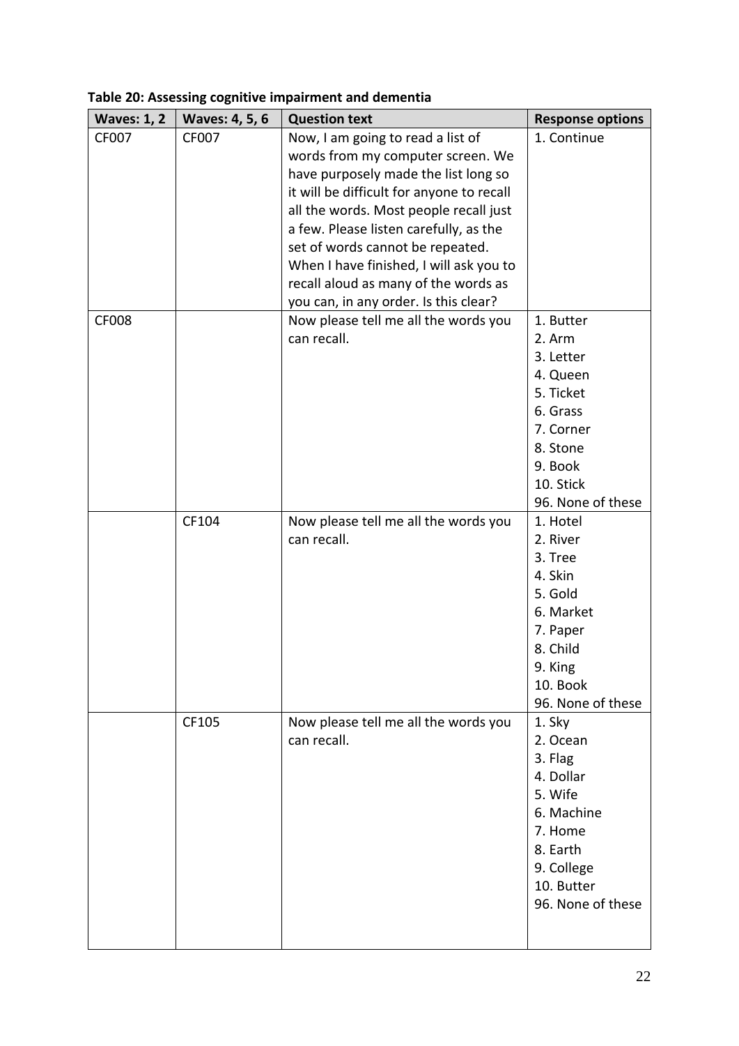**Table 20: Assessing cognitive impairment and dementia**

| Waves: 1, 2 | Waves: 4, 5, 6 | Question text | Response options |
|---|---|---|---|
| CF007 | CF007 | Now, I am going to read a list of words from my computer screen. We have purposely made the list long so it will be difficult for anyone to recall all the words. Most people recall just a few. Please listen carefully, as the set of words cannot be repeated. When I have finished, I will ask you to recall aloud as many of the words as you can, in any order. Is this clear? | 1. Continue |
| CF008 | | Now please tell me all the words you can recall. | 1. Butter<br>2. Arm<br>3. Letter<br>4. Queen<br>5. Ticket<br>6. Grass<br>7. Corner<br>8. Stone<br>9. Book<br>10. Stick<br>96. None of these |
| | CF104 | Now please tell me all the words you can recall. | 1. Hotel<br>2. River<br>3. Tree<br>4. Skin<br>5. Gold<br>6. Market<br>7. Paper<br>8. Child<br>9. King<br>10. Book<br>96. None of these |
| | CF105 | Now please tell me all the words you can recall. | 1. Sky<br>2. Ocean<br>3. Flag<br>4. Dollar<br>5. Wife<br>6. Machine<br>7. Home<br>8. Earth<br>9. College<br>10. Butter<br>96. None of these |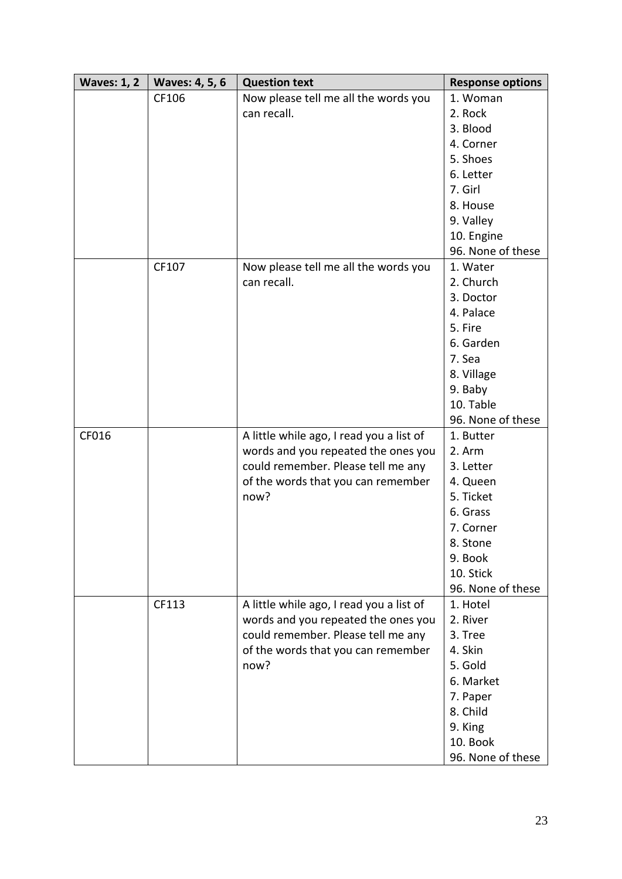| Waves: 1, 2 | Waves: 4, 5, 6 | Question text | Response options |
|---|---|---|---|
| | CF106 | Now please tell me all the words you can recall. | 1. Woman<br>2. Rock<br>3. Blood<br>4. Corner<br>5. Shoes<br>6. Letter<br>7. Girl<br>8. House<br>9. Valley<br>10. Engine<br>96. None of these |
| | CF107 | Now please tell me all the words you can recall. | 1. Water<br>2. Church<br>3. Doctor<br>4. Palace<br>5. Fire<br>6. Garden<br>7. Sea<br>8. Village<br>9. Baby<br>10. Table<br>96. None of these |
| CF016 | | A little while ago, I read you a list of words and you repeated the ones you could remember. Please tell me any of the words that you can remember now? | 1. Butter<br>2. Arm<br>3. Letter<br>4. Queen<br>5. Ticket<br>6. Grass<br>7. Corner<br>8. Stone<br>9. Book<br>10. Stick<br>96. None of these |
| | CF113 | A little while ago, I read you a list of words and you repeated the ones you could remember. Please tell me any of the words that you can remember now? | 1. Hotel<br>2. River<br>3. Tree<br>4. Skin<br>5. Gold<br>6. Market<br>7. Paper<br>8. Child<br>9. King<br>10. Book<br>96. None of these |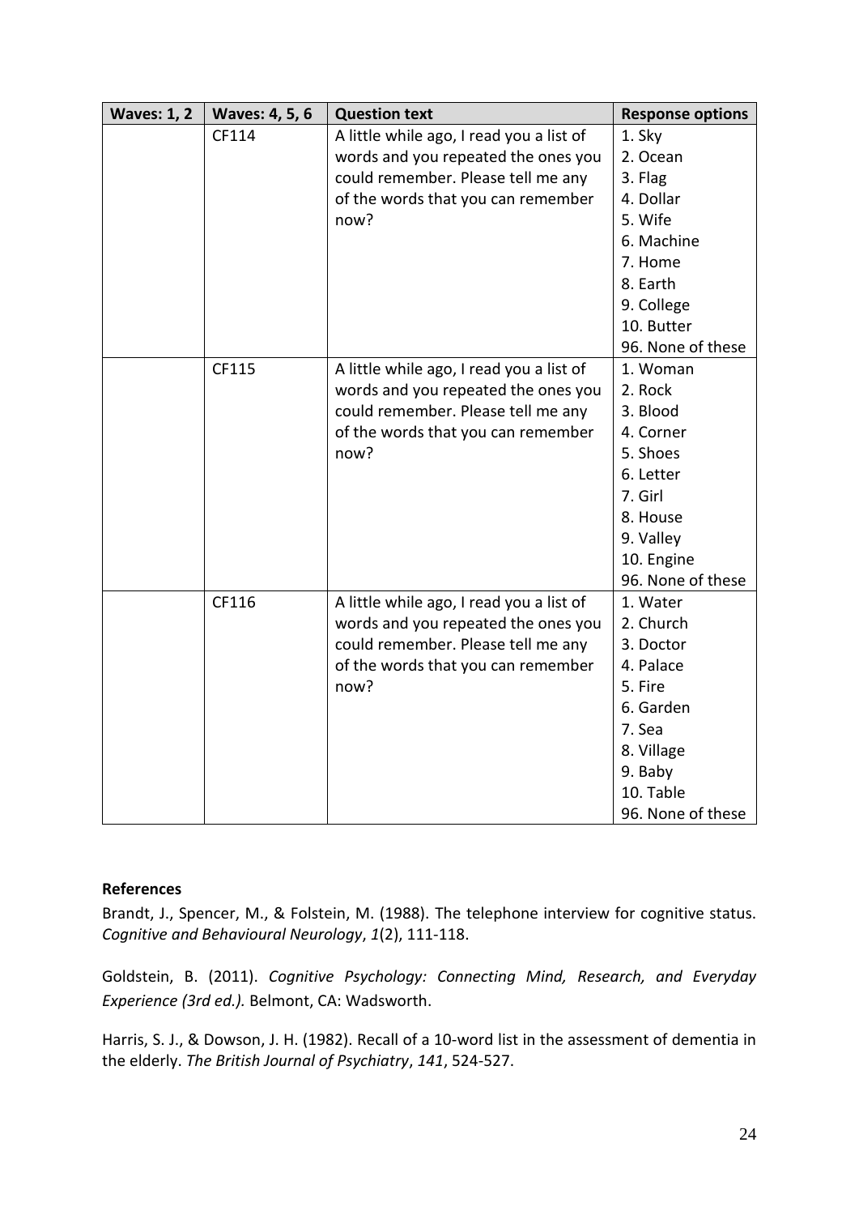| Waves: 1, 2 | Waves: 4, 5, 6 | Question text | Response options |
|---|---|---|---|
| | CF114 | A little while ago, I read you a list of words and you repeated the ones you could remember. Please tell me any of the words that you can remember now? | 1. Sky<br>2. Ocean<br>3. Flag<br>4. Dollar<br>5. Wife<br>6. Machine<br>7. Home<br>8. Earth<br>9. College<br>10. Butter<br>96. None of these |
| | CF115 | A little while ago, I read you a list of words and you repeated the ones you could remember. Please tell me any of the words that you can remember now? | 1. Woman<br>2. Rock<br>3. Blood<br>4. Corner<br>5. Shoes<br>6. Letter<br>7. Girl<br>8. House<br>9. Valley<br>10. Engine<br>96. None of these |
| | CF116 | A little while ago, I read you a list of words and you repeated the ones you could remember. Please tell me any of the words that you can remember now? | 1. Water<br>2. Church<br>3. Doctor<br>4. Palace<br>5. Fire<br>6. Garden<br>7. Sea<br>8. Village<br>9. Baby<br>10. Table<br>96. None of these |

**References**

Brandt, J., Spencer, M., & Folstein, M. (1988). The telephone interview for cognitive status. *Cognitive and Behavioural Neurology*, *1*(2), 111-118.

Goldstein, B. (2011). *Cognitive Psychology: Connecting Mind, Research, and Everyday Experience (3rd ed.).* Belmont, CA: Wadsworth.

Harris, S. J., & Dowson, J. H. (1982). Recall of a 10-word list in the assessment of dementia in the elderly. *The British Journal of Psychiatry*, *141*, 524-527.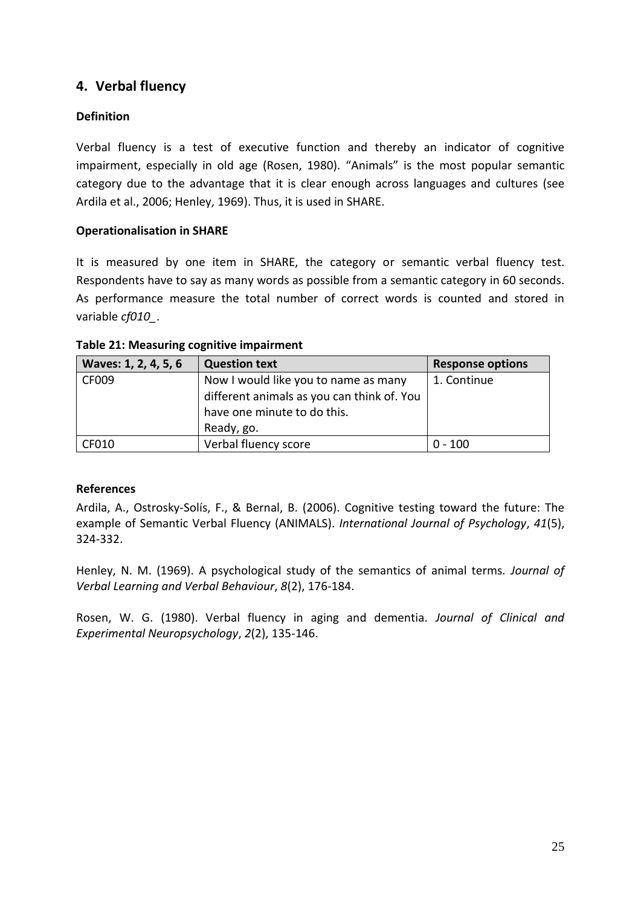## 4. Verbal fluency

### Definition

Verbal fluency is a test of executive function and thereby an indicator of cognitive impairment, especially in old age (Rosen, 1980). "Animals" is the most popular semantic category due to the advantage that it is clear enough across languages and cultures (see Ardila et al., 2006; Henley, 1969). Thus, it is used in SHARE.

### Operationalisation in SHARE

It is measured by one item in SHARE, the category or semantic verbal fluency test. Respondents have to say as many words as possible from a semantic category in 60 seconds. As performance measure the total number of correct words is counted and stored in variable *cf010_*.

**Table 21: Measuring cognitive impairment**

| Waves: 1, 2, 4, 5, 6 | Question text | Response options |
|---|---|---|
| CF009 | Now I would like you to name as many different animals as you can think of. You have one minute to do this. Ready, go. | 1. Continue |
| CF010 | Verbal fluency score | 0 - 100 |

### References

Ardila, A., Ostrosky-Solís, F., & Bernal, B. (2006). Cognitive testing toward the future: The example of Semantic Verbal Fluency (ANIMALS). *International Journal of Psychology*, *41*(5), 324-332.

Henley, N. M. (1969). A psychological study of the semantics of animal terms. *Journal of Verbal Learning and Verbal Behaviour*, *8*(2), 176-184.

Rosen, W. G. (1980). Verbal fluency in aging and dementia. *Journal of Clinical and Experimental Neuropsychology*, *2*(2), 135-146.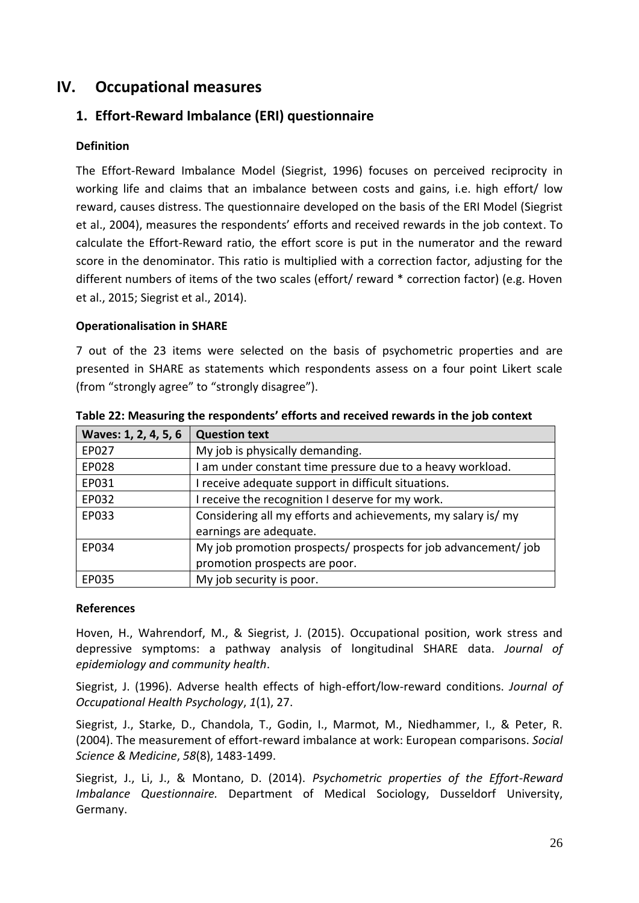# IV. Occupational measures

## 1. Effort-Reward Imbalance (ERI) questionnaire

### Definition

The Effort-Reward Imbalance Model (Siegrist, 1996) focuses on perceived reciprocity in working life and claims that an imbalance between costs and gains, i.e. high effort/ low reward, causes distress. The questionnaire developed on the basis of the ERI Model (Siegrist et al., 2004), measures the respondents' efforts and received rewards in the job context. To calculate the Effort-Reward ratio, the effort score is put in the numerator and the reward score in the denominator. This ratio is multiplied with a correction factor, adjusting for the different numbers of items of the two scales (effort/ reward * correction factor) (e.g. Hoven et al., 2015; Siegrist et al., 2014).

### Operationalisation in SHARE

7 out of the 23 items were selected on the basis of psychometric properties and are presented in SHARE as statements which respondents assess on a four point Likert scale (from "strongly agree" to "strongly disagree").

**Table 22: Measuring the respondents' efforts and received rewards in the job context**

| Waves: 1, 2, 4, 5, 6 | Question text |
|---|---|
| EP027 | My job is physically demanding. |
| EP028 | I am under constant time pressure due to a heavy workload. |
| EP031 | I receive adequate support in difficult situations. |
| EP032 | I receive the recognition I deserve for my work. |
| EP033 | Considering all my efforts and achievements, my salary is/ my earnings are adequate. |
| EP034 | My job promotion prospects/ prospects for job advancement/ job promotion prospects are poor. |
| EP035 | My job security is poor. |

### References

Hoven, H., Wahrendorf, M., & Siegrist, J. (2015). Occupational position, work stress and depressive symptoms: a pathway analysis of longitudinal SHARE data. *Journal of epidemiology and community health*.

Siegrist, J. (1996). Adverse health effects of high-effort/low-reward conditions. *Journal of Occupational Health Psychology*, *1*(1), 27.

Siegrist, J., Starke, D., Chandola, T., Godin, I., Marmot, M., Niedhammer, I., & Peter, R. (2004). The measurement of effort-reward imbalance at work: European comparisons. *Social Science & Medicine*, *58*(8), 1483-1499.

Siegrist, J., Li, J., & Montano, D. (2014). *Psychometric properties of the Effort-Reward Imbalance Questionnaire.* Department of Medical Sociology, Dusseldorf University, Germany.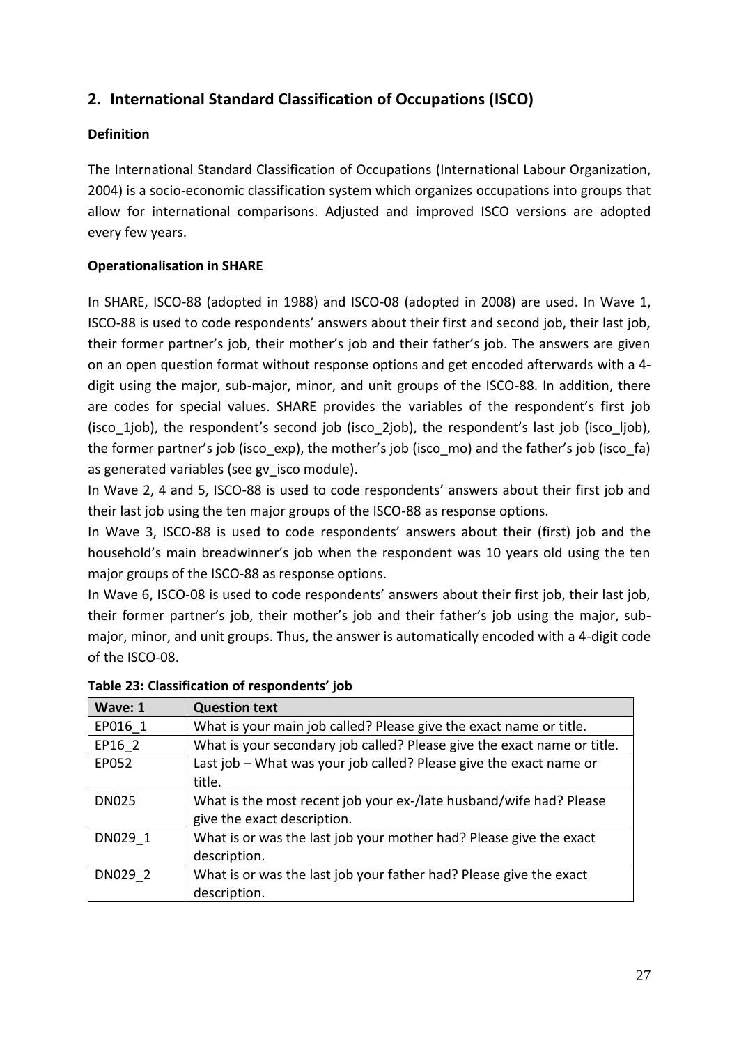## 2. International Standard Classification of Occupations (ISCO)

**Definition**

The International Standard Classification of Occupations (International Labour Organization, 2004) is a socio-economic classification system which organizes occupations into groups that allow for international comparisons. Adjusted and improved ISCO versions are adopted every few years.

**Operationalisation in SHARE**

In SHARE, ISCO-88 (adopted in 1988) and ISCO-08 (adopted in 2008) are used. In Wave 1, ISCO-88 is used to code respondents' answers about their first and second job, their last job, their former partner's job, their mother's job and their father's job. The answers are given on an open question format without response options and get encoded afterwards with a 4-digit using the major, sub-major, minor, and unit groups of the ISCO-88. In addition, there are codes for special values. SHARE provides the variables of the respondent's first job (isco_1job), the respondent's second job (isco_2job), the respondent's last job (isco_ljob), the former partner's job (isco_exp), the mother's job (isco_mo) and the father's job (isco_fa) as generated variables (see gv_isco module).

In Wave 2, 4 and 5, ISCO-88 is used to code respondents' answers about their first job and their last job using the ten major groups of the ISCO-88 as response options.

In Wave 3, ISCO-88 is used to code respondents' answers about their (first) job and the household's main breadwinner's job when the respondent was 10 years old using the ten major groups of the ISCO-88 as response options.

In Wave 6, ISCO-08 is used to code respondents' answers about their first job, their last job, their former partner's job, their mother's job and their father's job using the major, sub-major, minor, and unit groups. Thus, the answer is automatically encoded with a 4-digit code of the ISCO-08.

**Table 23: Classification of respondents' job**

| Wave: 1 | Question text |
|---|---|
| EP016_1 | What is your main job called? Please give the exact name or title. |
| EP16_2 | What is your secondary job called? Please give the exact name or title. |
| EP052 | Last job – What was your job called? Please give the exact name or title. |
| DN025 | What is the most recent job your ex-/late husband/wife had? Please give the exact description. |
| DN029_1 | What is or was the last job your mother had? Please give the exact description. |
| DN029_2 | What is or was the last job your father had? Please give the exact description. |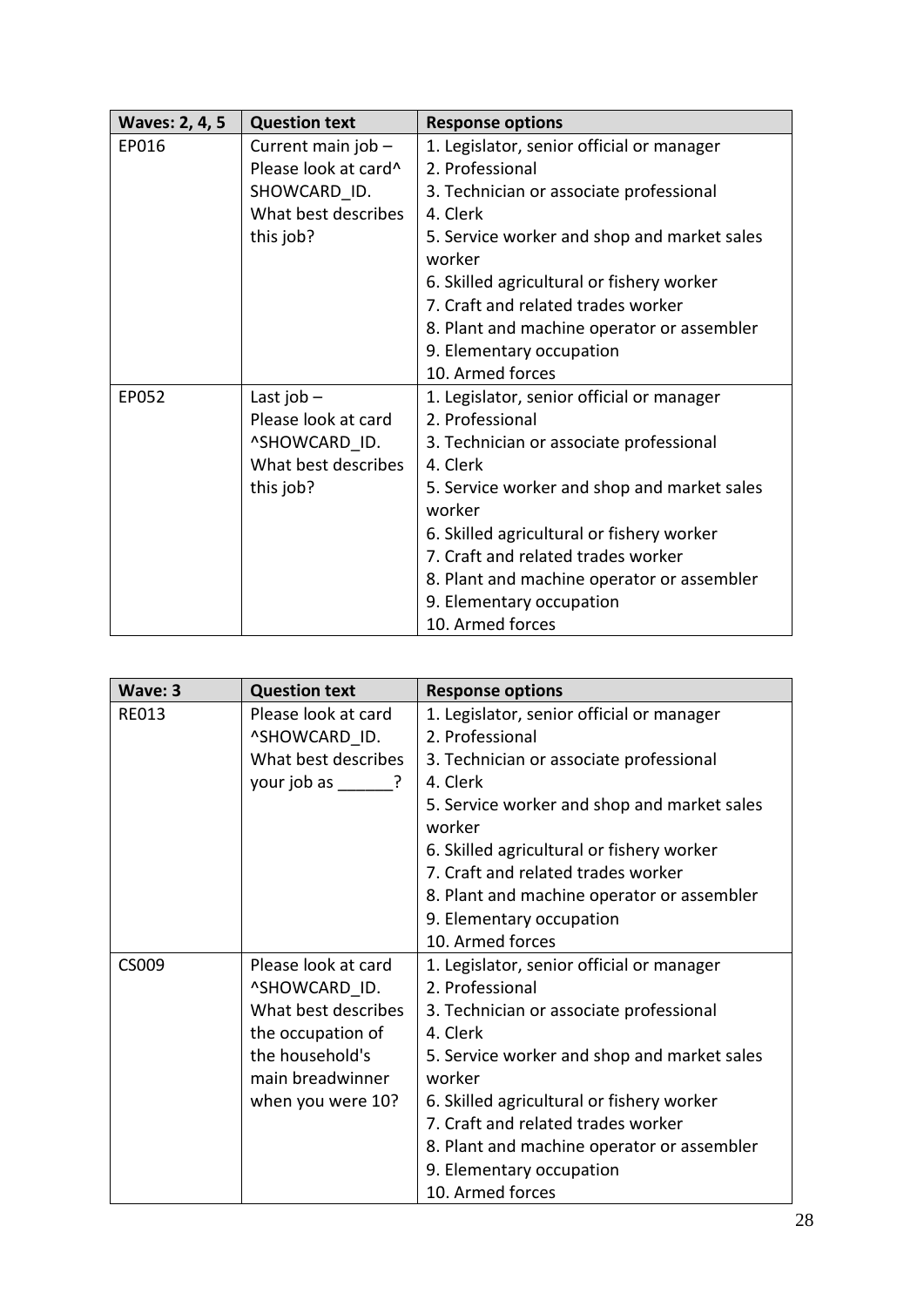| Waves: 2, 4, 5 | Question text | Response options |
| --- | --- | --- |
| EP016 | Current main job – Please look at card^ SHOWCARD_ID. What best describes this job? | 1. Legislator, senior official or manager<br>2. Professional<br>3. Technician or associate professional<br>4. Clerk<br>5. Service worker and shop and market sales worker<br>6. Skilled agricultural or fishery worker<br>7. Craft and related trades worker<br>8. Plant and machine operator or assembler<br>9. Elementary occupation<br>10. Armed forces |
| EP052 | Last job – Please look at card ^SHOWCARD_ID. What best describes this job? | 1. Legislator, senior official or manager<br>2. Professional<br>3. Technician or associate professional<br>4. Clerk<br>5. Service worker and shop and market sales worker<br>6. Skilled agricultural or fishery worker<br>7. Craft and related trades worker<br>8. Plant and machine operator or assembler<br>9. Elementary occupation<br>10. Armed forces |

| Wave: 3 | Question text | Response options |
| --- | --- | --- |
| RE013 | Please look at card ^SHOWCARD_ID. What best describes your job as ______? | 1. Legislator, senior official or manager<br>2. Professional<br>3. Technician or associate professional<br>4. Clerk<br>5. Service worker and shop and market sales worker<br>6. Skilled agricultural or fishery worker<br>7. Craft and related trades worker<br>8. Plant and machine operator or assembler<br>9. Elementary occupation<br>10. Armed forces |
| CS009 | Please look at card ^SHOWCARD_ID. What best describes the occupation of the household's main breadwinner when you were 10? | 1. Legislator, senior official or manager<br>2. Professional<br>3. Technician or associate professional<br>4. Clerk<br>5. Service worker and shop and market sales worker<br>6. Skilled agricultural or fishery worker<br>7. Craft and related trades worker<br>8. Plant and machine operator or assembler<br>9. Elementary occupation<br>10. Armed forces |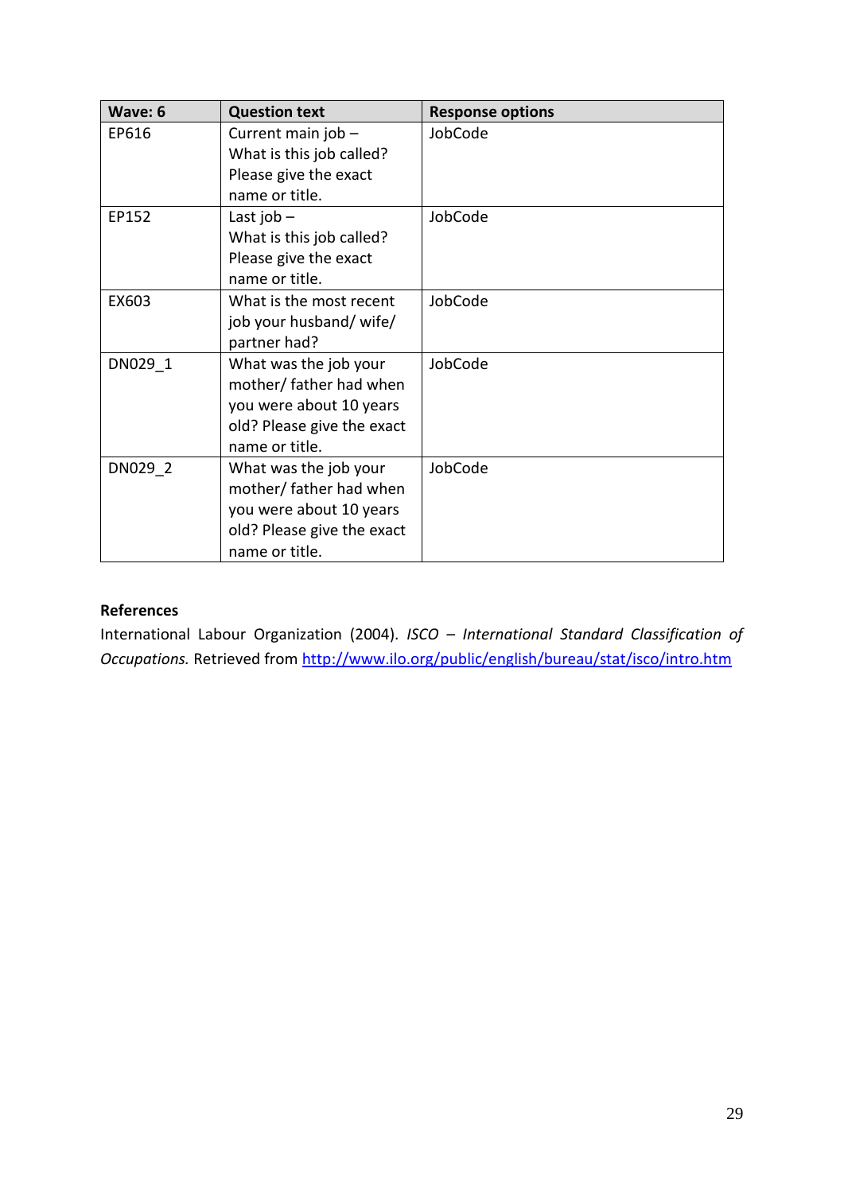| Wave: 6 | Question text | Response options |
|---|---|---|
| EP616 | Current main job – What is this job called? Please give the exact name or title. | JobCode |
| EP152 | Last job – What is this job called? Please give the exact name or title. | JobCode |
| EX603 | What is the most recent job your husband/ wife/ partner had? | JobCode |
| DN029_1 | What was the job your mother/ father had when you were about 10 years old? Please give the exact name or title. | JobCode |
| DN029_2 | What was the job your mother/ father had when you were about 10 years old? Please give the exact name or title. | JobCode |

**References**

International Labour Organization (2004). *ISCO – International Standard Classification of Occupations.* Retrieved from http://www.ilo.org/public/english/bureau/stat/isco/intro.htm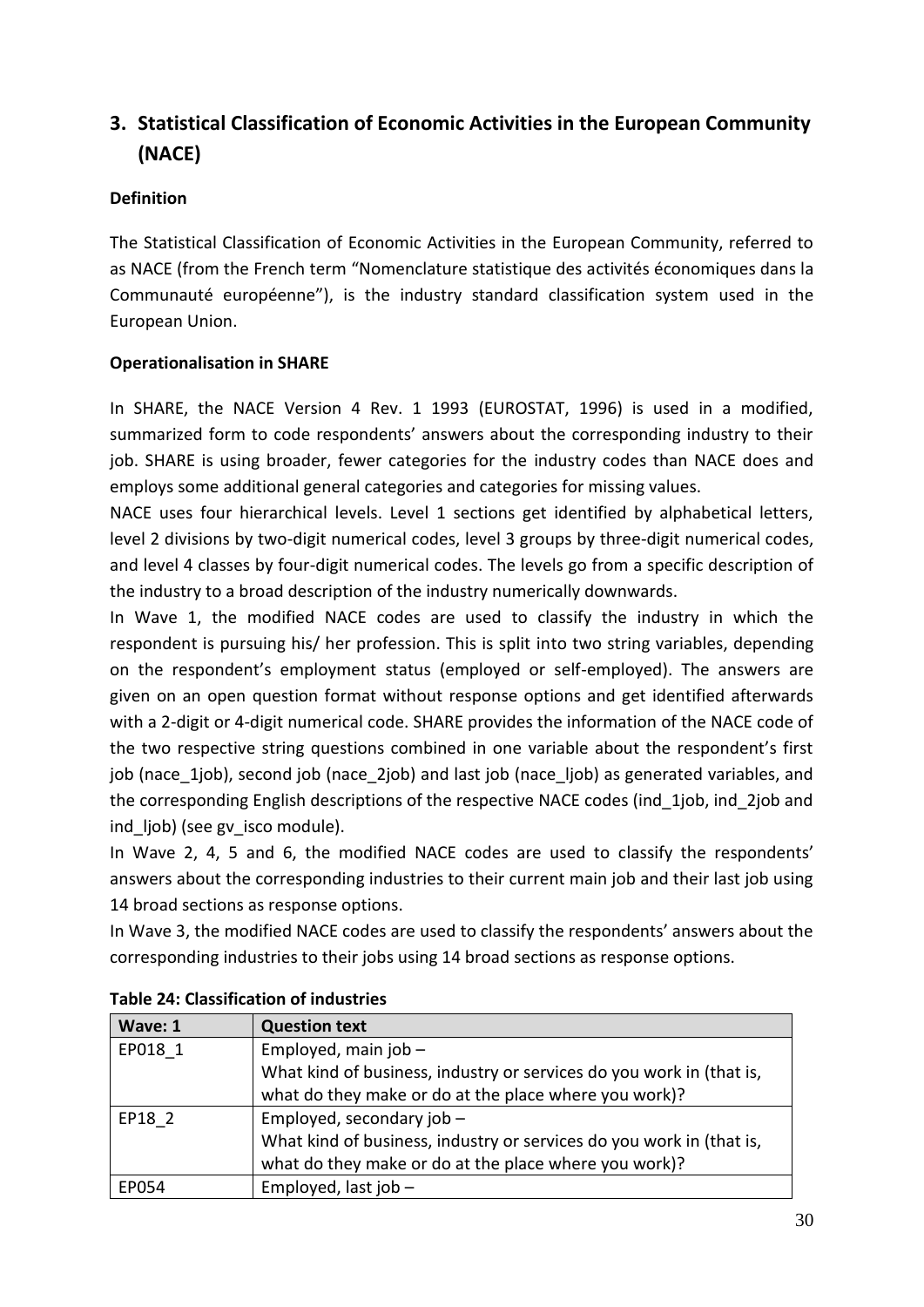## 3. Statistical Classification of Economic Activities in the European Community (NACE)

**Definition**

The Statistical Classification of Economic Activities in the European Community, referred to as NACE (from the French term "Nomenclature statistique des activités économiques dans la Communauté européenne"), is the industry standard classification system used in the European Union.

**Operationalisation in SHARE**

In SHARE, the NACE Version 4 Rev. 1 1993 (EUROSTAT, 1996) is used in a modified, summarized form to code respondents' answers about the corresponding industry to their job. SHARE is using broader, fewer categories for the industry codes than NACE does and employs some additional general categories and categories for missing values.

NACE uses four hierarchical levels. Level 1 sections get identified by alphabetical letters, level 2 divisions by two-digit numerical codes, level 3 groups by three-digit numerical codes, and level 4 classes by four-digit numerical codes. The levels go from a specific description of the industry to a broad description of the industry numerically downwards.

In Wave 1, the modified NACE codes are used to classify the industry in which the respondent is pursuing his/ her profession. This is split into two string variables, depending on the respondent's employment status (employed or self-employed). The answers are given on an open question format without response options and get identified afterwards with a 2-digit or 4-digit numerical code. SHARE provides the information of the NACE code of the two respective string questions combined in one variable about the respondent's first job (nace_1job), second job (nace_2job) and last job (nace_ljob) as generated variables, and the corresponding English descriptions of the respective NACE codes (ind_1job, ind_2job and ind_ljob) (see gv_isco module).

In Wave 2, 4, 5 and 6, the modified NACE codes are used to classify the respondents' answers about the corresponding industries to their current main job and their last job using 14 broad sections as response options.

In Wave 3, the modified NACE codes are used to classify the respondents' answers about the corresponding industries to their jobs using 14 broad sections as response options.

**Table 24: Classification of industries**

| Wave: 1 | Question text |
|---|---|
| EP018_1 | Employed, main job – What kind of business, industry or services do you work in (that is, what do they make or do at the place where you work)? |
| EP18_2 | Employed, secondary job – What kind of business, industry or services do you work in (that is, what do they make or do at the place where you work)? |
| EP054 | Employed, last job – |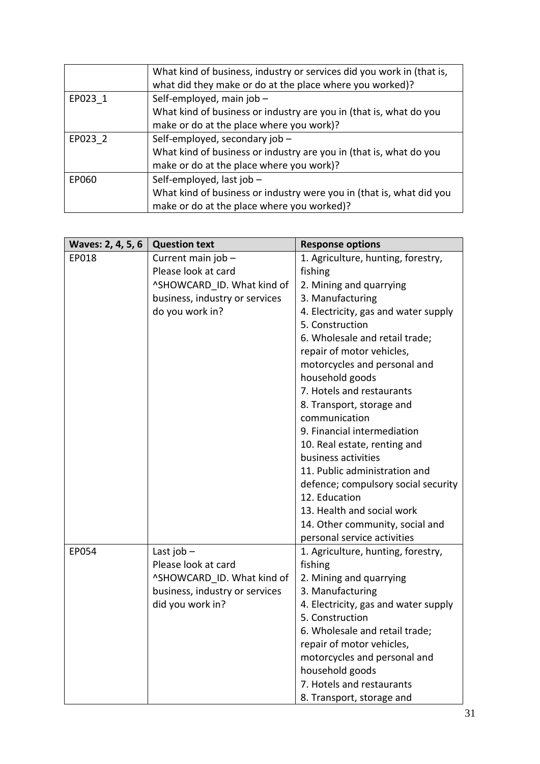|  | What kind of business, industry or services did you work in (that is, what did they make or do at the place where you worked)? |
| --- | --- |
| EP023_1 | Self-employed, main job – What kind of business or industry are you in (that is, what do you make or do at the place where you work)? |
| EP023_2 | Self-employed, secondary job – What kind of business or industry are you in (that is, what do you make or do at the place where you work)? |
| EP060 | Self-employed, last job – What kind of business or industry were you in (that is, what did you make or do at the place where you worked)? |

| Waves: 2, 4, 5, 6 | Question text | Response options |
| --- | --- | --- |
| EP018 | Current main job – Please look at card ^SHOWCARD_ID. What kind of business, industry or services do you work in? | 1. Agriculture, hunting, forestry, fishing<br>2. Mining and quarrying<br>3. Manufacturing<br>4. Electricity, gas and water supply<br>5. Construction<br>6. Wholesale and retail trade; repair of motor vehicles, motorcycles and personal and household goods<br>7. Hotels and restaurants<br>8. Transport, storage and communication<br>9. Financial intermediation<br>10. Real estate, renting and business activities<br>11. Public administration and defence; compulsory social security<br>12. Education<br>13. Health and social work<br>14. Other community, social and personal service activities |
| EP054 | Last job – Please look at card ^SHOWCARD_ID. What kind of business, industry or services did you work in? | 1. Agriculture, hunting, forestry, fishing<br>2. Mining and quarrying<br>3. Manufacturing<br>4. Electricity, gas and water supply<br>5. Construction<br>6. Wholesale and retail trade; repair of motor vehicles, motorcycles and personal and household goods<br>7. Hotels and restaurants<br>8. Transport, storage and |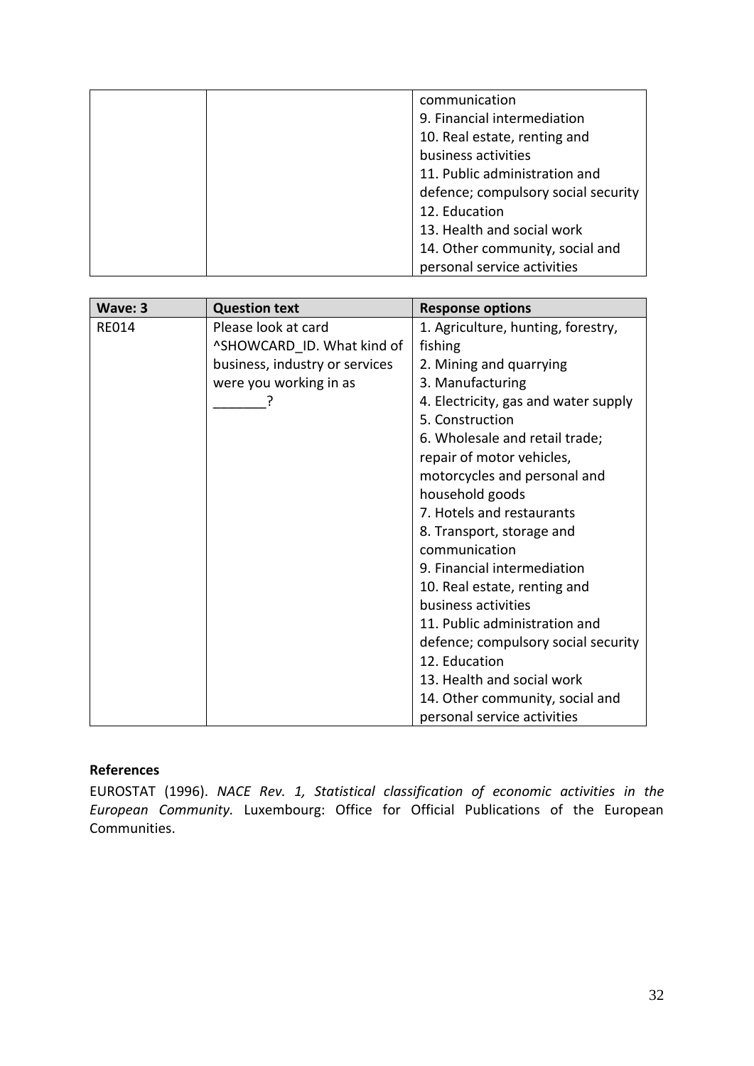|  |  | communication<br>9. Financial intermediation<br>10. Real estate, renting and business activities<br>11. Public administration and defence; compulsory social security<br>12. Education<br>13. Health and social work<br>14. Other community, social and personal service activities |
|---|---|---|

| Wave: 3 | Question text | Response options |
|---|---|---|
| RE014 | Please look at card ^SHOWCARD_ID. What kind of business, industry or services were you working in as _______? | 1. Agriculture, hunting, forestry, fishing<br>2. Mining and quarrying<br>3. Manufacturing<br>4. Electricity, gas and water supply<br>5. Construction<br>6. Wholesale and retail trade; repair of motor vehicles, motorcycles and personal and household goods<br>7. Hotels and restaurants<br>8. Transport, storage and communication<br>9. Financial intermediation<br>10. Real estate, renting and business activities<br>11. Public administration and defence; compulsory social security<br>12. Education<br>13. Health and social work<br>14. Other community, social and personal service activities |

**References**

EUROSTAT (1996). *NACE Rev. 1, Statistical classification of economic activities in the European Community.* Luxembourg: Office for Official Publications of the European Communities.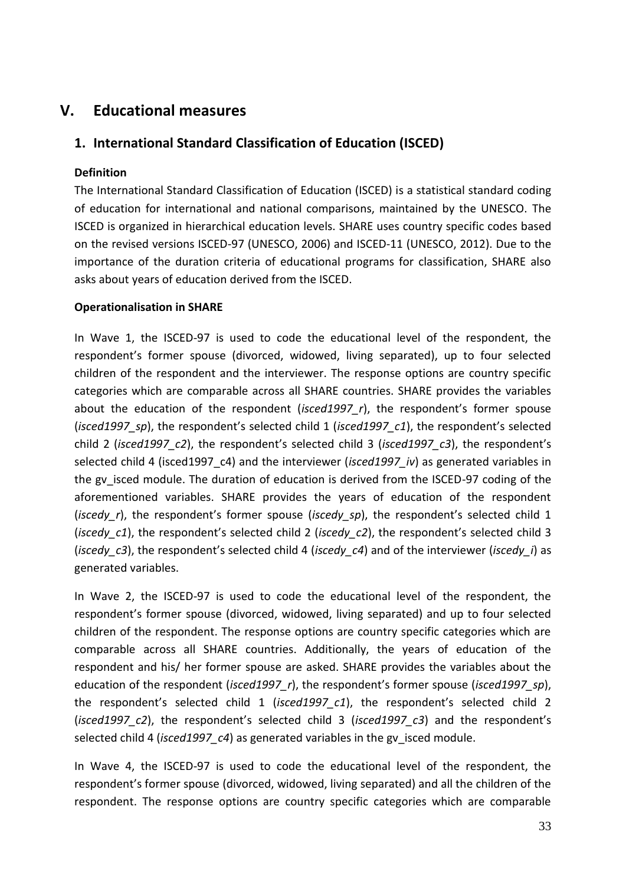# V. Educational measures

## 1. International Standard Classification of Education (ISCED)

### Definition

The International Standard Classification of Education (ISCED) is a statistical standard coding of education for international and national comparisons, maintained by the UNESCO. The ISCED is organized in hierarchical education levels. SHARE uses country specific codes based on the revised versions ISCED-97 (UNESCO, 2006) and ISCED-11 (UNESCO, 2012). Due to the importance of the duration criteria of educational programs for classification, SHARE also asks about years of education derived from the ISCED.

### Operationalisation in SHARE

In Wave 1, the ISCED-97 is used to code the educational level of the respondent, the respondent's former spouse (divorced, widowed, living separated), up to four selected children of the respondent and the interviewer. The response options are country specific categories which are comparable across all SHARE countries. SHARE provides the variables about the education of the respondent (*isced1997_r*), the respondent's former spouse (*isced1997_sp*), the respondent's selected child 1 (*isced1997_c1*), the respondent's selected child 2 (*isced1997_c2*), the respondent's selected child 3 (*isced1997_c3*), the respondent's selected child 4 (isced1997_c4) and the interviewer (*isced1997_iv*) as generated variables in the gv_isced module. The duration of education is derived from the ISCED-97 coding of the aforementioned variables. SHARE provides the years of education of the respondent (*iscedy_r*), the respondent's former spouse (*iscedy_sp*), the respondent's selected child 1 (*iscedy_c1*), the respondent's selected child 2 (*iscedy_c2*), the respondent's selected child 3 (*iscedy_c3*), the respondent's selected child 4 (*iscedy_c4*) and of the interviewer (*iscedy_i*) as generated variables.

In Wave 2, the ISCED-97 is used to code the educational level of the respondent, the respondent's former spouse (divorced, widowed, living separated) and up to four selected children of the respondent. The response options are country specific categories which are comparable across all SHARE countries. Additionally, the years of education of the respondent and his/ her former spouse are asked. SHARE provides the variables about the education of the respondent (*isced1997_r*), the respondent's former spouse (*isced1997_sp*), the respondent's selected child 1 (*isced1997_c1*), the respondent's selected child 2 (*isced1997_c2*), the respondent's selected child 3 (*isced1997_c3*) and the respondent's selected child 4 (*isced1997_c4*) as generated variables in the gv_isced module.

In Wave 4, the ISCED-97 is used to code the educational level of the respondent, the respondent's former spouse (divorced, widowed, living separated) and all the children of the respondent. The response options are country specific categories which are comparable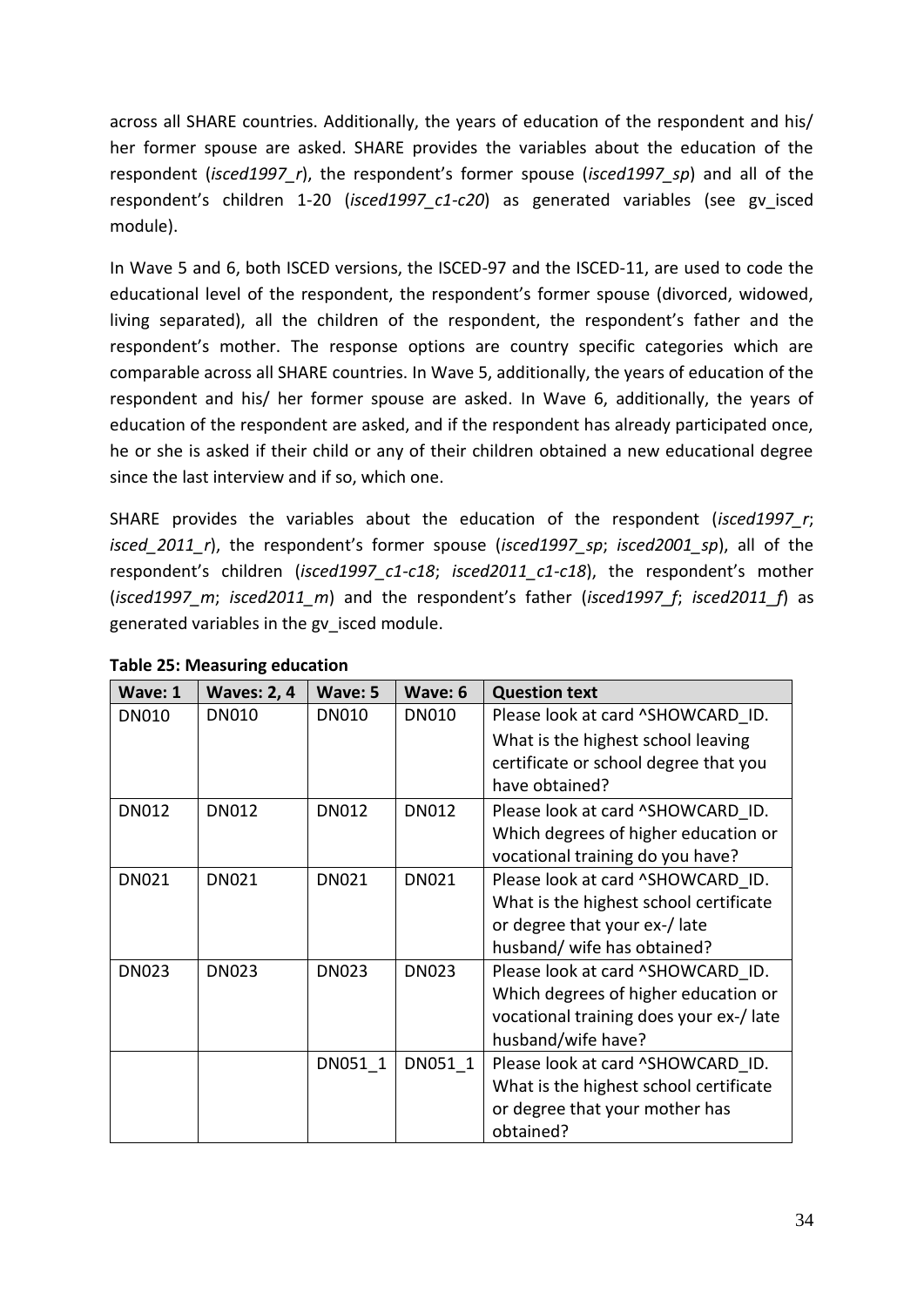across all SHARE countries. Additionally, the years of education of the respondent and his/ her former spouse are asked. SHARE provides the variables about the education of the respondent (*isced1997_r*), the respondent's former spouse (*isced1997_sp*) and all of the respondent's children 1-20 (*isced1997_c1-c20*) as generated variables (see gv_isced module).

In Wave 5 and 6, both ISCED versions, the ISCED-97 and the ISCED-11, are used to code the educational level of the respondent, the respondent's former spouse (divorced, widowed, living separated), all the children of the respondent, the respondent's father and the respondent's mother. The response options are country specific categories which are comparable across all SHARE countries. In Wave 5, additionally, the years of education of the respondent and his/ her former spouse are asked. In Wave 6, additionally, the years of education of the respondent are asked, and if the respondent has already participated once, he or she is asked if their child or any of their children obtained a new educational degree since the last interview and if so, which one.

SHARE provides the variables about the education of the respondent (*isced1997_r*; *isced_2011_r*), the respondent's former spouse (*isced1997_sp*; *isced2001_sp*), all of the respondent's children (*isced1997_c1-c18*; *isced2011_c1-c18*), the respondent's mother (*isced1997_m*; *isced2011_m*) and the respondent's father (*isced1997_f*; *isced2011_f*) as generated variables in the gv_isced module.

**Table 25: Measuring education**

| Wave: 1 | Waves: 2, 4 | Wave: 5 | Wave: 6 | Question text |
|---|---|---|---|---|
| DN010 | DN010 | DN010 | DN010 | Please look at card ^SHOWCARD_ID. What is the highest school leaving certificate or school degree that you have obtained? |
| DN012 | DN012 | DN012 | DN012 | Please look at card ^SHOWCARD_ID. Which degrees of higher education or vocational training do you have? |
| DN021 | DN021 | DN021 | DN021 | Please look at card ^SHOWCARD_ID. What is the highest school certificate or degree that your ex-/ late husband/ wife has obtained? |
| DN023 | DN023 | DN023 | DN023 | Please look at card ^SHOWCARD_ID. Which degrees of higher education or vocational training does your ex-/ late husband/wife have? |
| | | DN051_1 | DN051_1 | Please look at card ^SHOWCARD_ID. What is the highest school certificate or degree that your mother has obtained? |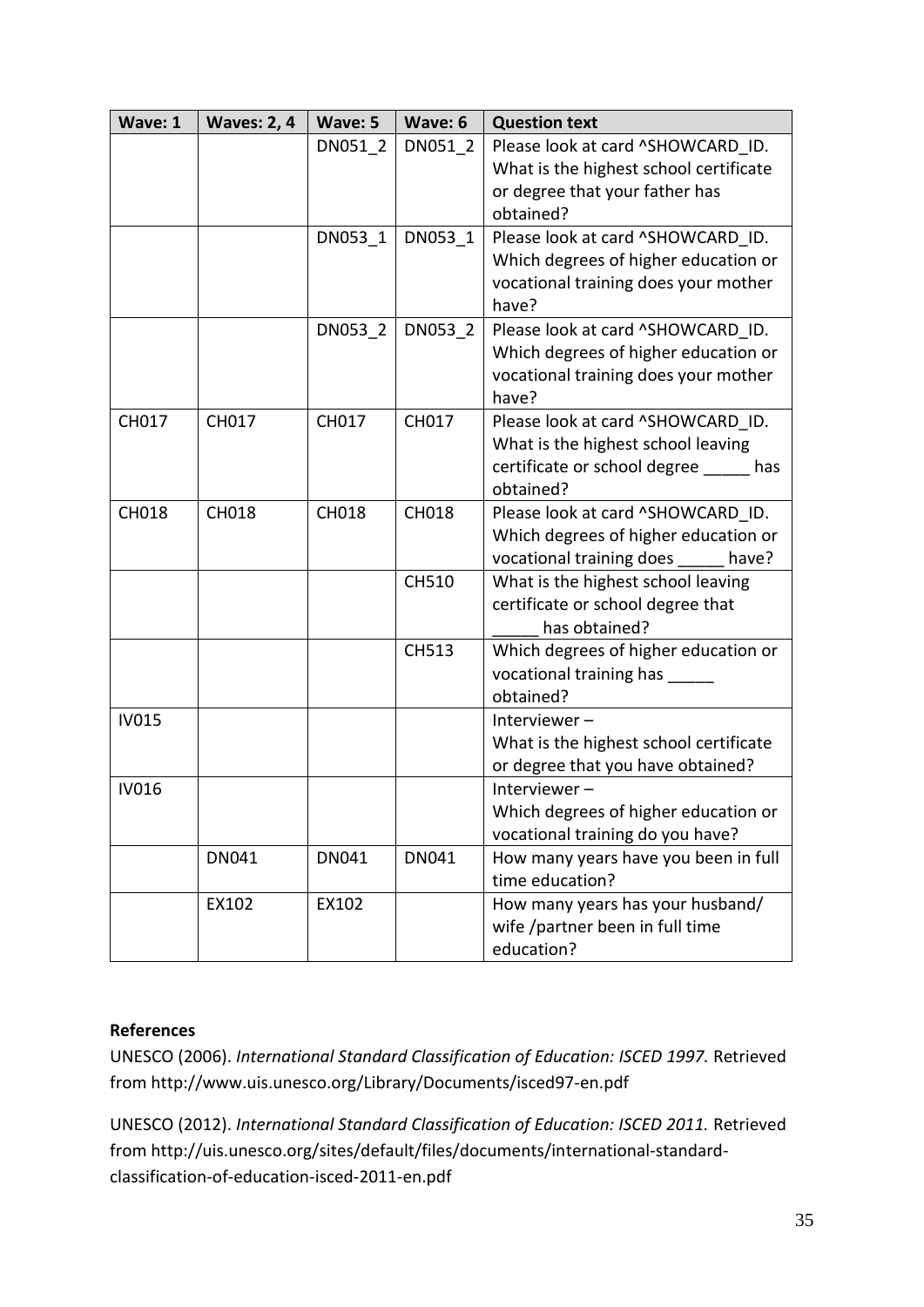| Wave: 1 | Waves: 2, 4 | Wave: 5 | Wave: 6 | Question text |
|---|---|---|---|---|
| | | DN051_2 | DN051_2 | Please look at card ^SHOWCARD_ID. What is the highest school certificate or degree that your father has obtained? |
| | | DN053_1 | DN053_1 | Please look at card ^SHOWCARD_ID. Which degrees of higher education or vocational training does your mother have? |
| | | DN053_2 | DN053_2 | Please look at card ^SHOWCARD_ID. Which degrees of higher education or vocational training does your mother have? |
| CH017 | CH017 | CH017 | CH017 | Please look at card ^SHOWCARD_ID. What is the highest school leaving certificate or school degree _____ has obtained? |
| CH018 | CH018 | CH018 | CH018 | Please look at card ^SHOWCARD_ID. Which degrees of higher education or vocational training does _____ have? |
| | | | CH510 | What is the highest school leaving certificate or school degree that _____ has obtained? |
| | | | CH513 | Which degrees of higher education or vocational training has _____ obtained? |
| IV015 | | | | Interviewer – What is the highest school certificate or degree that you have obtained? |
| IV016 | | | | Interviewer – Which degrees of higher education or vocational training do you have? |
| | DN041 | DN041 | DN041 | How many years have you been in full time education? |
| | EX102 | EX102 | | How many years has your husband/ wife /partner been in full time education? |

**References**

UNESCO (2006). *International Standard Classification of Education: ISCED 1997.* Retrieved from http://www.uis.unesco.org/Library/Documents/isced97-en.pdf

UNESCO (2012). *International Standard Classification of Education: ISCED 2011.* Retrieved from http://uis.unesco.org/sites/default/files/documents/international-standard-classification-of-education-isced-2011-en.pdf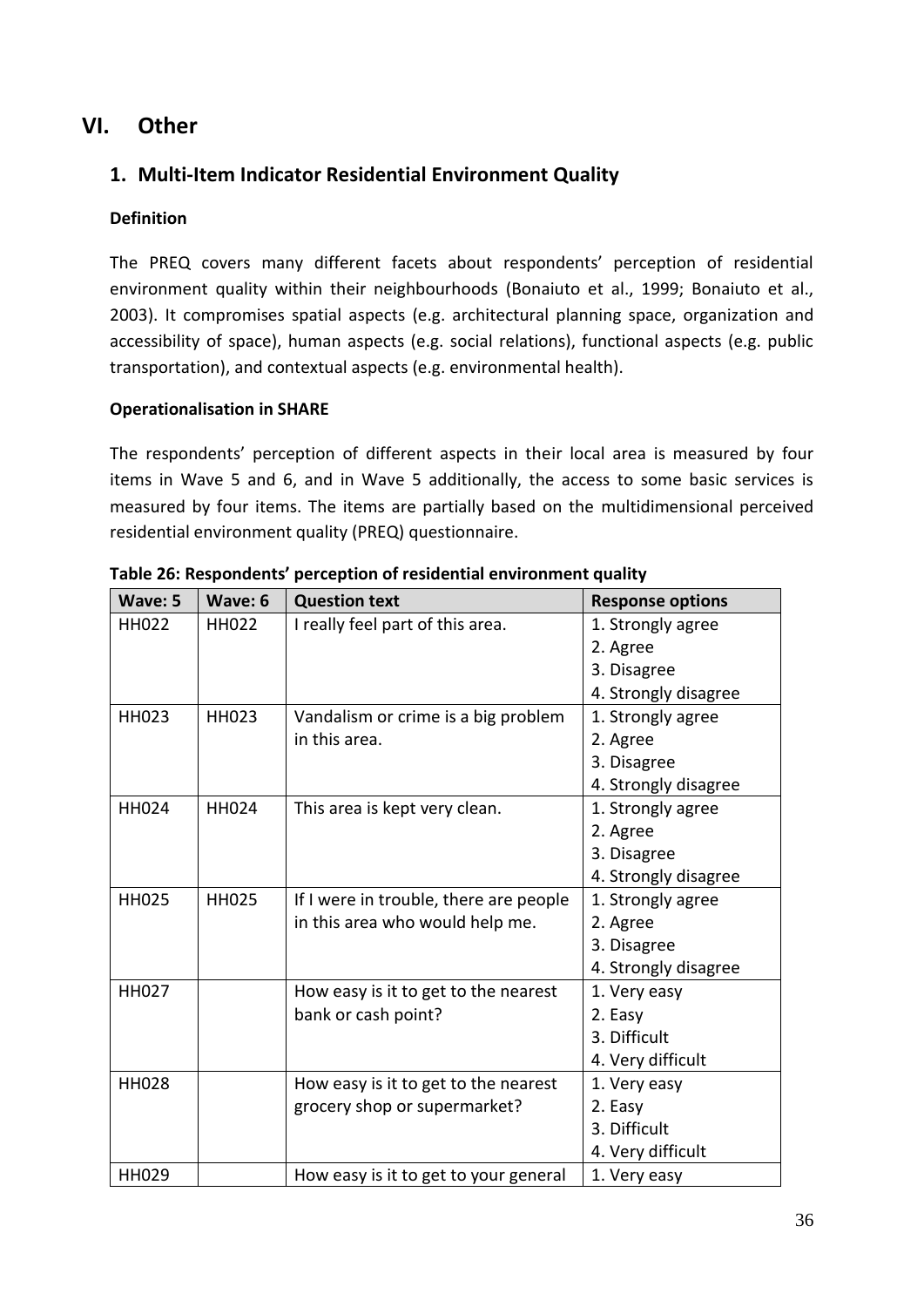# VI. Other

## 1. Multi-Item Indicator Residential Environment Quality

### Definition

The PREQ covers many different facets about respondents' perception of residential environment quality within their neighbourhoods (Bonaiuto et al., 1999; Bonaiuto et al., 2003). It compromises spatial aspects (e.g. architectural planning space, organization and accessibility of space), human aspects (e.g. social relations), functional aspects (e.g. public transportation), and contextual aspects (e.g. environmental health).

### Operationalisation in SHARE

The respondents' perception of different aspects in their local area is measured by four items in Wave 5 and 6, and in Wave 5 additionally, the access to some basic services is measured by four items. The items are partially based on the multidimensional perceived residential environment quality (PREQ) questionnaire.

**Table 26: Respondents' perception of residential environment quality**

| Wave: 5 | Wave: 6 | Question text | Response options |
|---|---|---|---|
| HH022 | HH022 | I really feel part of this area. | 1. Strongly agree<br>2. Agree<br>3. Disagree<br>4. Strongly disagree |
| HH023 | HH023 | Vandalism or crime is a big problem in this area. | 1. Strongly agree<br>2. Agree<br>3. Disagree<br>4. Strongly disagree |
| HH024 | HH024 | This area is kept very clean. | 1. Strongly agree<br>2. Agree<br>3. Disagree<br>4. Strongly disagree |
| HH025 | HH025 | If I were in trouble, there are people in this area who would help me. | 1. Strongly agree<br>2. Agree<br>3. Disagree<br>4. Strongly disagree |
| HH027 | | How easy is it to get to the nearest bank or cash point? | 1. Very easy<br>2. Easy<br>3. Difficult<br>4. Very difficult |
| HH028 | | How easy is it to get to the nearest grocery shop or supermarket? | 1. Very easy<br>2. Easy<br>3. Difficult<br>4. Very difficult |
| HH029 | | How easy is it to get to your general | 1. Very easy |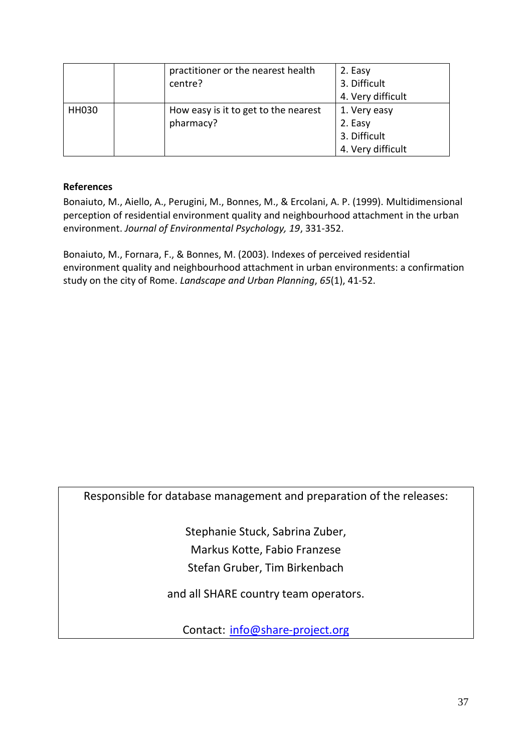| | | | |
|---|---|---|---|
| | | practitioner or the nearest health centre? | 2. Easy<br>3. Difficult<br>4. Very difficult |
| HH030 | | How easy is it to get to the nearest pharmacy? | 1. Very easy<br>2. Easy<br>3. Difficult<br>4. Very difficult |

**References**

Bonaiuto, M., Aiello, A., Perugini, M., Bonnes, M., & Ercolani, A. P. (1999). Multidimensional perception of residential environment quality and neighbourhood attachment in the urban environment. *Journal of Environmental Psychology, 19*, 331-352.

Bonaiuto, M., Fornara, F., & Bonnes, M. (2003). Indexes of perceived residential environment quality and neighbourhood attachment in urban environments: a confirmation study on the city of Rome. *Landscape and Urban Planning*, *65*(1), 41-52.

Responsible for database management and preparation of the releases:

Stephanie Stuck, Sabrina Zuber,
Markus Kotte, Fabio Franzese
Stefan Gruber, Tim Birkenbach

and all SHARE country team operators.

Contact: info@share-project.org